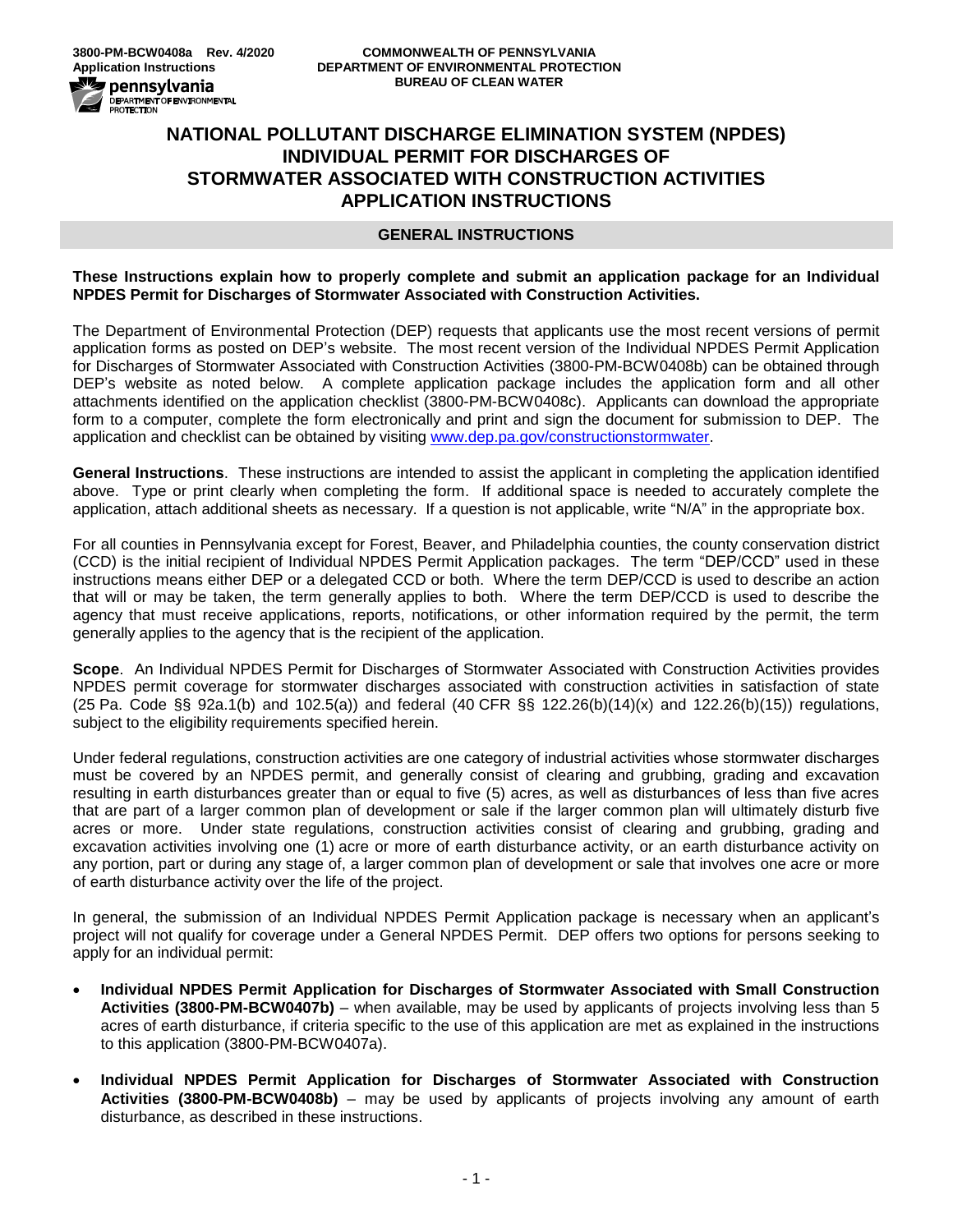3800-PM-BCW0408a Rev. 4/2020
Application Instructions

COMMONWEALTH OF PENNSYLVANIA
DEPARTMENT OF ENVIRONMENTAL PROTECTION
BUREAU OF CLEAN WATER

# NATIONAL POLLUTANT DISCHARGE ELIMINATION SYSTEM (NPDES) INDIVIDUAL PERMIT FOR DISCHARGES OF STORMWATER ASSOCIATED WITH CONSTRUCTION ACTIVITIES APPLICATION INSTRUCTIONS

## GENERAL INSTRUCTIONS

**These Instructions explain how to properly complete and submit an application package for an Individual NPDES Permit for Discharges of Stormwater Associated with Construction Activities.**

The Department of Environmental Protection (DEP) requests that applicants use the most recent versions of permit application forms as posted on DEP's website. The most recent version of the Individual NPDES Permit Application for Discharges of Stormwater Associated with Construction Activities (3800-PM-BCW0408b) can be obtained through DEP's website as noted below. A complete application package includes the application form and all other attachments identified on the application checklist (3800-PM-BCW0408c). Applicants can download the appropriate form to a computer, complete the form electronically and print and sign the document for submission to DEP. The application and checklist can be obtained by visiting www.dep.pa.gov/constructionstormwater.

**General Instructions**. These instructions are intended to assist the applicant in completing the application identified above. Type or print clearly when completing the form. If additional space is needed to accurately complete the application, attach additional sheets as necessary. If a question is not applicable, write "N/A" in the appropriate box.

For all counties in Pennsylvania except for Forest, Beaver, and Philadelphia counties, the county conservation district (CCD) is the initial recipient of Individual NPDES Permit Application packages. The term "DEP/CCD" used in these instructions means either DEP or a delegated CCD or both. Where the term DEP/CCD is used to describe an action that will or may be taken, the term generally applies to both. Where the term DEP/CCD is used to describe the agency that must receive applications, reports, notifications, or other information required by the permit, the term generally applies to the agency that is the recipient of the application.

**Scope**. An Individual NPDES Permit for Discharges of Stormwater Associated with Construction Activities provides NPDES permit coverage for stormwater discharges associated with construction activities in satisfaction of state (25 Pa. Code §§ 92a.1(b) and 102.5(a)) and federal (40 CFR §§ 122.26(b)(14)(x) and 122.26(b)(15)) regulations, subject to the eligibility requirements specified herein.

Under federal regulations, construction activities are one category of industrial activities whose stormwater discharges must be covered by an NPDES permit, and generally consist of clearing and grubbing, grading and excavation resulting in earth disturbances greater than or equal to five (5) acres, as well as disturbances of less than five acres that are part of a larger common plan of development or sale if the larger common plan will ultimately disturb five acres or more. Under state regulations, construction activities consist of clearing and grubbing, grading and excavation activities involving one (1) acre or more of earth disturbance activity, or an earth disturbance activity on any portion, part or during any stage of, a larger common plan of development or sale that involves one acre or more of earth disturbance activity over the life of the project.

In general, the submission of an Individual NPDES Permit Application package is necessary when an applicant's project will not qualify for coverage under a General NPDES Permit. DEP offers two options for persons seeking to apply for an individual permit:

- **Individual NPDES Permit Application for Discharges of Stormwater Associated with Small Construction Activities (3800-PM-BCW0407b)** – when available, may be used by applicants of projects involving less than 5 acres of earth disturbance, if criteria specific to the use of this application are met as explained in the instructions to this application (3800-PM-BCW0407a).
- **Individual NPDES Permit Application for Discharges of Stormwater Associated with Construction Activities (3800-PM-BCW0408b)** – may be used by applicants of projects involving any amount of earth disturbance, as described in these instructions.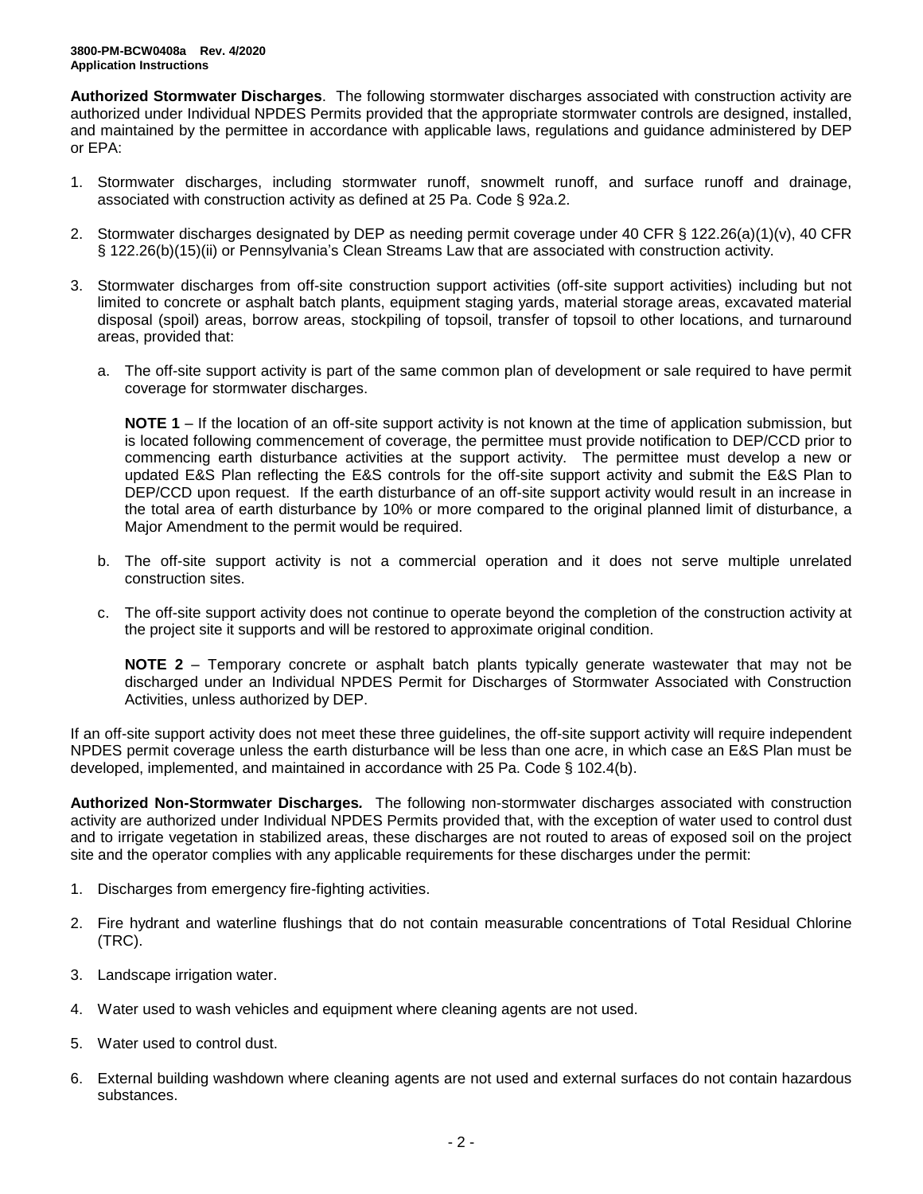**Authorized Stormwater Discharges**. The following stormwater discharges associated with construction activity are authorized under Individual NPDES Permits provided that the appropriate stormwater controls are designed, installed, and maintained by the permittee in accordance with applicable laws, regulations and guidance administered by DEP or EPA:

1. Stormwater discharges, including stormwater runoff, snowmelt runoff, and surface runoff and drainage, associated with construction activity as defined at 25 Pa. Code § 92a.2.

2. Stormwater discharges designated by DEP as needing permit coverage under 40 CFR § 122.26(a)(1)(v), 40 CFR § 122.26(b)(15)(ii) or Pennsylvania's Clean Streams Law that are associated with construction activity.

3. Stormwater discharges from off-site construction support activities (off-site support activities) including but not limited to concrete or asphalt batch plants, equipment staging yards, material storage areas, excavated material disposal (spoil) areas, borrow areas, stockpiling of topsoil, transfer of topsoil to other locations, and turnaround areas, provided that:

   a. The off-site support activity is part of the same common plan of development or sale required to have permit coverage for stormwater discharges.

      **NOTE 1** – If the location of an off-site support activity is not known at the time of application submission, but is located following commencement of coverage, the permittee must provide notification to DEP/CCD prior to commencing earth disturbance activities at the support activity. The permittee must develop a new or updated E&S Plan reflecting the E&S controls for the off-site support activity and submit the E&S Plan to DEP/CCD upon request. If the earth disturbance of an off-site support activity would result in an increase in the total area of earth disturbance by 10% or more compared to the original planned limit of disturbance, a Major Amendment to the permit would be required.

   b. The off-site support activity is not a commercial operation and it does not serve multiple unrelated construction sites.

   c. The off-site support activity does not continue to operate beyond the completion of the construction activity at the project site it supports and will be restored to approximate original condition.

      **NOTE 2** – Temporary concrete or asphalt batch plants typically generate wastewater that may not be discharged under an Individual NPDES Permit for Discharges of Stormwater Associated with Construction Activities, unless authorized by DEP.

If an off-site support activity does not meet these three guidelines, the off-site support activity will require independent NPDES permit coverage unless the earth disturbance will be less than one acre, in which case an E&S Plan must be developed, implemented, and maintained in accordance with 25 Pa. Code § 102.4(b).

**Authorized Non-Stormwater Discharges*.*** The following non-stormwater discharges associated with construction activity are authorized under Individual NPDES Permits provided that, with the exception of water used to control dust and to irrigate vegetation in stabilized areas, these discharges are not routed to areas of exposed soil on the project site and the operator complies with any applicable requirements for these discharges under the permit:

1. Discharges from emergency fire-fighting activities.

2. Fire hydrant and waterline flushings that do not contain measurable concentrations of Total Residual Chlorine (TRC).

3. Landscape irrigation water.

4. Water used to wash vehicles and equipment where cleaning agents are not used.

5. Water used to control dust.

6. External building washdown where cleaning agents are not used and external surfaces do not contain hazardous substances.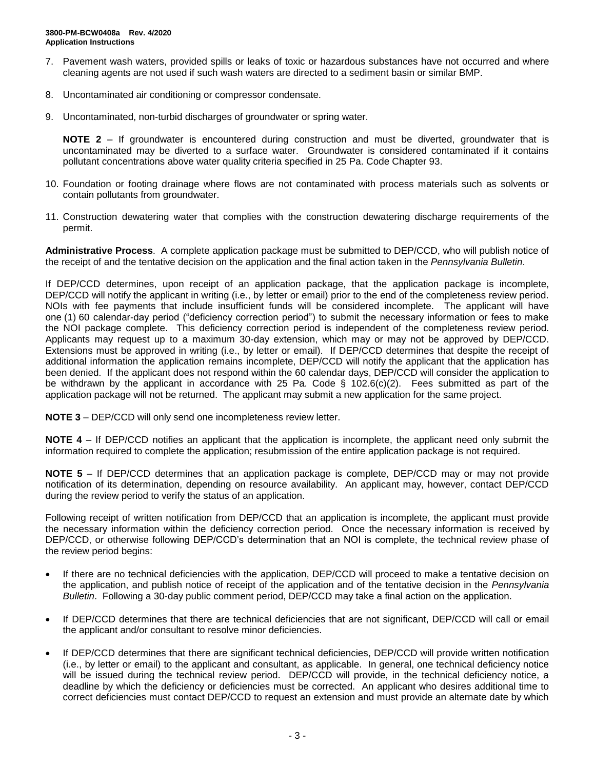7. Pavement wash waters, provided spills or leaks of toxic or hazardous substances have not occurred and where cleaning agents are not used if such wash waters are directed to a sediment basin or similar BMP.

8. Uncontaminated air conditioning or compressor condensate.

9. Uncontaminated, non-turbid discharges of groundwater or spring water.

   **NOTE 2** – If groundwater is encountered during construction and must be diverted, groundwater that is uncontaminated may be diverted to a surface water. Groundwater is considered contaminated if it contains pollutant concentrations above water quality criteria specified in 25 Pa. Code Chapter 93.

10. Foundation or footing drainage where flows are not contaminated with process materials such as solvents or contain pollutants from groundwater.

11. Construction dewatering water that complies with the construction dewatering discharge requirements of the permit.

**Administrative Process**. A complete application package must be submitted to DEP/CCD, who will publish notice of the receipt of and the tentative decision on the application and the final action taken in the *Pennsylvania Bulletin*.

If DEP/CCD determines, upon receipt of an application package, that the application package is incomplete, DEP/CCD will notify the applicant in writing (i.e., by letter or email) prior to the end of the completeness review period. NOIs with fee payments that include insufficient funds will be considered incomplete. The applicant will have one (1) 60 calendar-day period ("deficiency correction period") to submit the necessary information or fees to make the NOI package complete. This deficiency correction period is independent of the completeness review period. Applicants may request up to a maximum 30-day extension, which may or may not be approved by DEP/CCD. Extensions must be approved in writing (i.e., by letter or email). If DEP/CCD determines that despite the receipt of additional information the application remains incomplete, DEP/CCD will notify the applicant that the application has been denied. If the applicant does not respond within the 60 calendar days, DEP/CCD will consider the application to be withdrawn by the applicant in accordance with 25 Pa. Code § 102.6(c)(2). Fees submitted as part of the application package will not be returned. The applicant may submit a new application for the same project.

**NOTE 3** – DEP/CCD will only send one incompleteness review letter.

**NOTE 4** – If DEP/CCD notifies an applicant that the application is incomplete, the applicant need only submit the information required to complete the application; resubmission of the entire application package is not required.

**NOTE 5** – If DEP/CCD determines that an application package is complete, DEP/CCD may or may not provide notification of its determination, depending on resource availability. An applicant may, however, contact DEP/CCD during the review period to verify the status of an application.

Following receipt of written notification from DEP/CCD that an application is incomplete, the applicant must provide the necessary information within the deficiency correction period. Once the necessary information is received by DEP/CCD, or otherwise following DEP/CCD's determination that an NOI is complete, the technical review phase of the review period begins:

- If there are no technical deficiencies with the application, DEP/CCD will proceed to make a tentative decision on the application, and publish notice of receipt of the application and of the tentative decision in the *Pennsylvania Bulletin*. Following a 30-day public comment period, DEP/CCD may take a final action on the application.

- If DEP/CCD determines that there are technical deficiencies that are not significant, DEP/CCD will call or email the applicant and/or consultant to resolve minor deficiencies.

- If DEP/CCD determines that there are significant technical deficiencies, DEP/CCD will provide written notification (i.e., by letter or email) to the applicant and consultant, as applicable. In general, one technical deficiency notice will be issued during the technical review period. DEP/CCD will provide, in the technical deficiency notice, a deadline by which the deficiency or deficiencies must be corrected. An applicant who desires additional time to correct deficiencies must contact DEP/CCD to request an extension and must provide an alternate date by which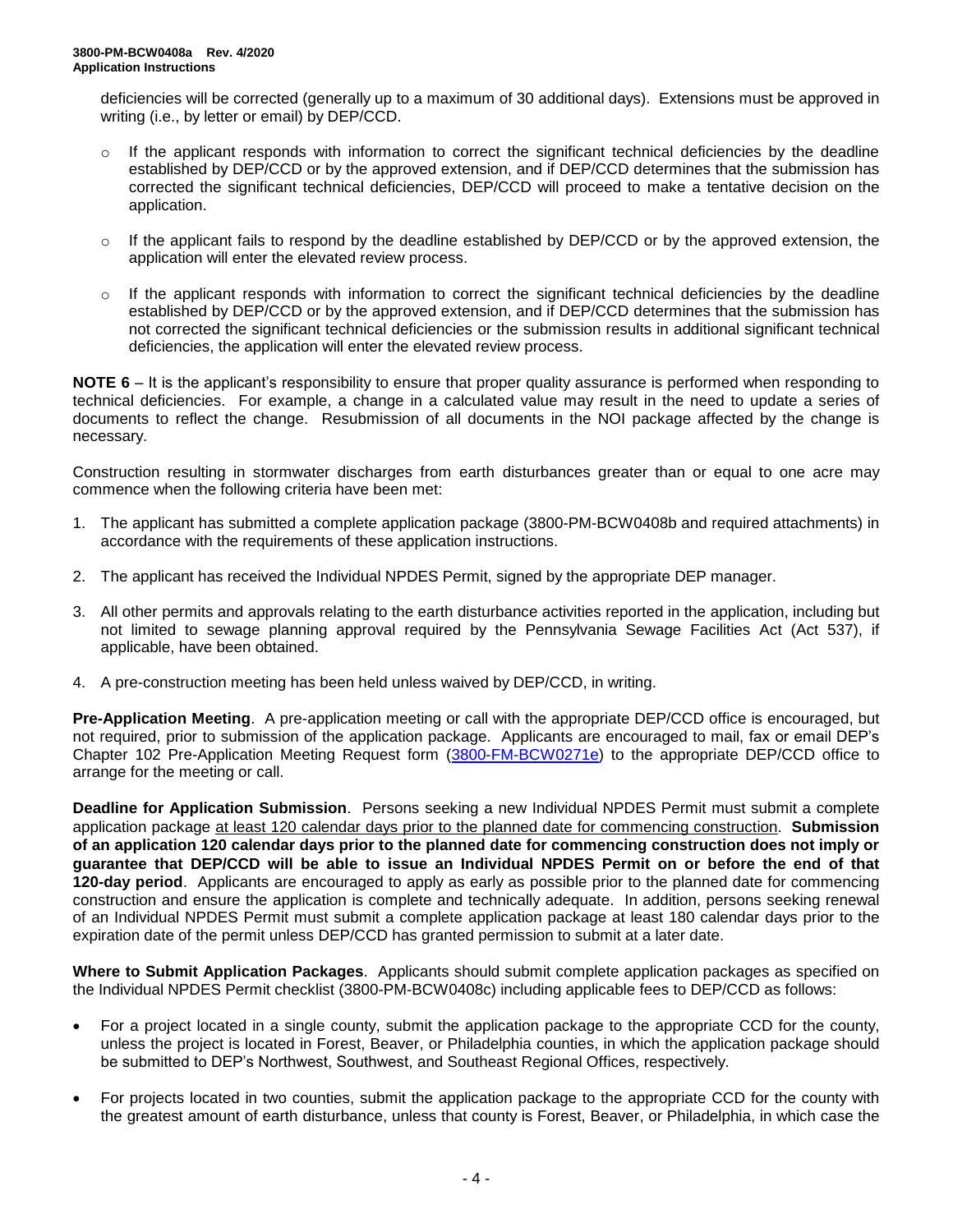deficiencies will be corrected (generally up to a maximum of 30 additional days). Extensions must be approved in writing (i.e., by letter or email) by DEP/CCD.

- If the applicant responds with information to correct the significant technical deficiencies by the deadline established by DEP/CCD or by the approved extension, and if DEP/CCD determines that the submission has corrected the significant technical deficiencies, DEP/CCD will proceed to make a tentative decision on the application.
- If the applicant fails to respond by the deadline established by DEP/CCD or by the approved extension, the application will enter the elevated review process.
- If the applicant responds with information to correct the significant technical deficiencies by the deadline established by DEP/CCD or by the approved extension, and if DEP/CCD determines that the submission has not corrected the significant technical deficiencies or the submission results in additional significant technical deficiencies, the application will enter the elevated review process.

**NOTE 6** – It is the applicant's responsibility to ensure that proper quality assurance is performed when responding to technical deficiencies. For example, a change in a calculated value may result in the need to update a series of documents to reflect the change. Resubmission of all documents in the NOI package affected by the change is necessary.

Construction resulting in stormwater discharges from earth disturbances greater than or equal to one acre may commence when the following criteria have been met:

1. The applicant has submitted a complete application package (3800-PM-BCW0408b and required attachments) in accordance with the requirements of these application instructions.
2. The applicant has received the Individual NPDES Permit, signed by the appropriate DEP manager.
3. All other permits and approvals relating to the earth disturbance activities reported in the application, including but not limited to sewage planning approval required by the Pennsylvania Sewage Facilities Act (Act 537), if applicable, have been obtained.
4. A pre-construction meeting has been held unless waived by DEP/CCD, in writing.

**Pre-Application Meeting**. A pre-application meeting or call with the appropriate DEP/CCD office is encouraged, but not required, prior to submission of the application package. Applicants are encouraged to mail, fax or email DEP's Chapter 102 Pre-Application Meeting Request form (3800-FM-BCW0271e) to the appropriate DEP/CCD office to arrange for the meeting or call.

**Deadline for Application Submission**. Persons seeking a new Individual NPDES Permit must submit a complete application package <u>at least 120 calendar days prior to the planned date for commencing construction</u>. **Submission of an application 120 calendar days prior to the planned date for commencing construction does not imply or guarantee that DEP/CCD will be able to issue an Individual NPDES Permit on or before the end of that 120-day period**. Applicants are encouraged to apply as early as possible prior to the planned date for commencing construction and ensure the application is complete and technically adequate. In addition, persons seeking renewal of an Individual NPDES Permit must submit a complete application package at least 180 calendar days prior to the expiration date of the permit unless DEP/CCD has granted permission to submit at a later date.

**Where to Submit Application Packages**. Applicants should submit complete application packages as specified on the Individual NPDES Permit checklist (3800-PM-BCW0408c) including applicable fees to DEP/CCD as follows:

- For a project located in a single county, submit the application package to the appropriate CCD for the county, unless the project is located in Forest, Beaver, or Philadelphia counties, in which the application package should be submitted to DEP's Northwest, Southwest, and Southeast Regional Offices, respectively.
- For projects located in two counties, submit the application package to the appropriate CCD for the county with the greatest amount of earth disturbance, unless that county is Forest, Beaver, or Philadelphia, in which case the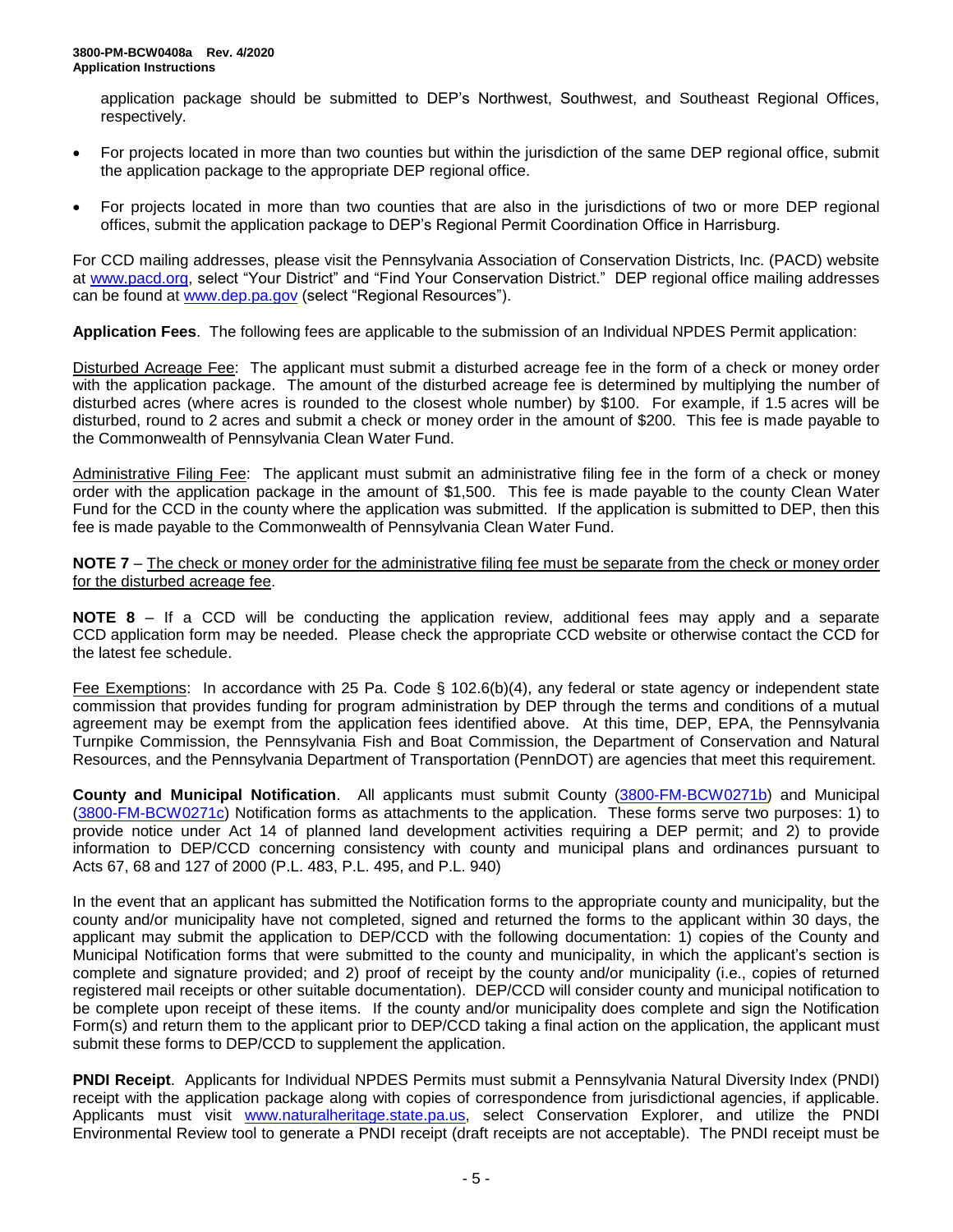application package should be submitted to DEP's Northwest, Southwest, and Southeast Regional Offices, respectively.

- For projects located in more than two counties but within the jurisdiction of the same DEP regional office, submit the application package to the appropriate DEP regional office.
- For projects located in more than two counties that are also in the jurisdictions of two or more DEP regional offices, submit the application package to DEP's Regional Permit Coordination Office in Harrisburg.

For CCD mailing addresses, please visit the Pennsylvania Association of Conservation Districts, Inc. (PACD) website at www.pacd.org, select "Your District" and "Find Your Conservation District." DEP regional office mailing addresses can be found at www.dep.pa.gov (select "Regional Resources").

**Application Fees**. The following fees are applicable to the submission of an Individual NPDES Permit application:

Disturbed Acreage Fee: The applicant must submit a disturbed acreage fee in the form of a check or money order with the application package. The amount of the disturbed acreage fee is determined by multiplying the number of disturbed acres (where acres is rounded to the closest whole number) by $100. For example, if 1.5 acres will be disturbed, round to 2 acres and submit a check or money order in the amount of $200. This fee is made payable to the Commonwealth of Pennsylvania Clean Water Fund.

Administrative Filing Fee: The applicant must submit an administrative filing fee in the form of a check or money order with the application package in the amount of $1,500. This fee is made payable to the county Clean Water Fund for the CCD in the county where the application was submitted. If the application is submitted to DEP, then this fee is made payable to the Commonwealth of Pennsylvania Clean Water Fund.

**NOTE 7** – The check or money order for the administrative filing fee must be separate from the check or money order for the disturbed acreage fee.

**NOTE 8** – If a CCD will be conducting the application review, additional fees may apply and a separate CCD application form may be needed. Please check the appropriate CCD website or otherwise contact the CCD for the latest fee schedule.

Fee Exemptions: In accordance with 25 Pa. Code § 102.6(b)(4), any federal or state agency or independent state commission that provides funding for program administration by DEP through the terms and conditions of a mutual agreement may be exempt from the application fees identified above. At this time, DEP, EPA, the Pennsylvania Turnpike Commission, the Pennsylvania Fish and Boat Commission, the Department of Conservation and Natural Resources, and the Pennsylvania Department of Transportation (PennDOT) are agencies that meet this requirement.

**County and Municipal Notification**. All applicants must submit County (3800-FM-BCW0271b) and Municipal (3800-FM-BCW0271c) Notification forms as attachments to the application. These forms serve two purposes: 1) to provide notice under Act 14 of planned land development activities requiring a DEP permit; and 2) to provide information to DEP/CCD concerning consistency with county and municipal plans and ordinances pursuant to Acts 67, 68 and 127 of 2000 (P.L. 483, P.L. 495, and P.L. 940)

In the event that an applicant has submitted the Notification forms to the appropriate county and municipality, but the county and/or municipality have not completed, signed and returned the forms to the applicant within 30 days, the applicant may submit the application to DEP/CCD with the following documentation: 1) copies of the County and Municipal Notification forms that were submitted to the county and municipality, in which the applicant's section is complete and signature provided; and 2) proof of receipt by the county and/or municipality (i.e., copies of returned registered mail receipts or other suitable documentation). DEP/CCD will consider county and municipal notification to be complete upon receipt of these items. If the county and/or municipality does complete and sign the Notification Form(s) and return them to the applicant prior to DEP/CCD taking a final action on the application, the applicant must submit these forms to DEP/CCD to supplement the application.

**PNDI Receipt**. Applicants for Individual NPDES Permits must submit a Pennsylvania Natural Diversity Index (PNDI) receipt with the application package along with copies of correspondence from jurisdictional agencies, if applicable. Applicants must visit www.naturalheritage.state.pa.us, select Conservation Explorer, and utilize the PNDI Environmental Review tool to generate a PNDI receipt (draft receipts are not acceptable). The PNDI receipt must be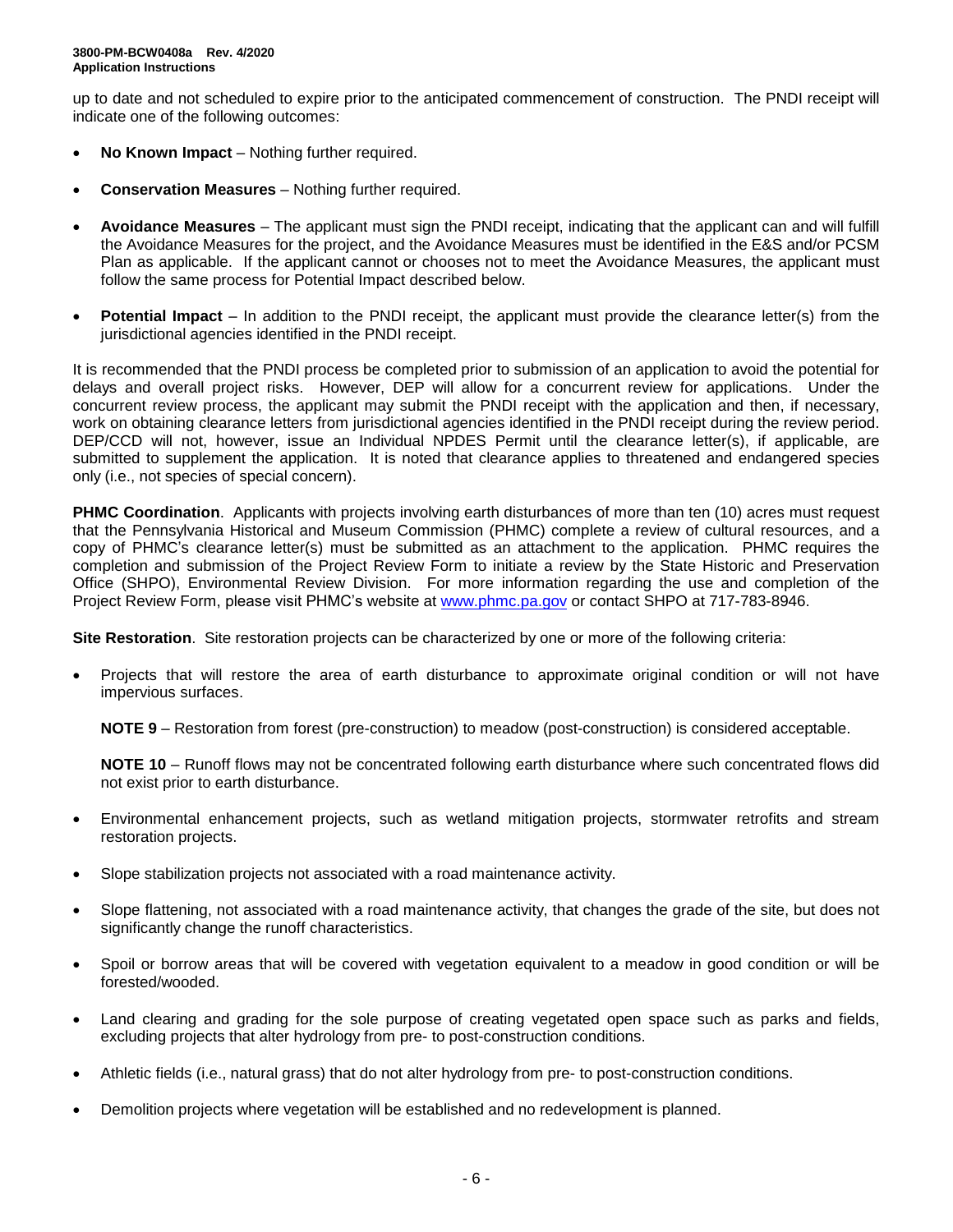up to date and not scheduled to expire prior to the anticipated commencement of construction. The PNDI receipt will indicate one of the following outcomes:

- **No Known Impact** – Nothing further required.
- **Conservation Measures** – Nothing further required.
- **Avoidance Measures** – The applicant must sign the PNDI receipt, indicating that the applicant can and will fulfill the Avoidance Measures for the project, and the Avoidance Measures must be identified in the E&S and/or PCSM Plan as applicable. If the applicant cannot or chooses not to meet the Avoidance Measures, the applicant must follow the same process for Potential Impact described below.
- **Potential Impact** – In addition to the PNDI receipt, the applicant must provide the clearance letter(s) from the jurisdictional agencies identified in the PNDI receipt.

It is recommended that the PNDI process be completed prior to submission of an application to avoid the potential for delays and overall project risks. However, DEP will allow for a concurrent review for applications. Under the concurrent review process, the applicant may submit the PNDI receipt with the application and then, if necessary, work on obtaining clearance letters from jurisdictional agencies identified in the PNDI receipt during the review period. DEP/CCD will not, however, issue an Individual NPDES Permit until the clearance letter(s), if applicable, are submitted to supplement the application. It is noted that clearance applies to threatened and endangered species only (i.e., not species of special concern).

**PHMC Coordination**. Applicants with projects involving earth disturbances of more than ten (10) acres must request that the Pennsylvania Historical and Museum Commission (PHMC) complete a review of cultural resources, and a copy of PHMC's clearance letter(s) must be submitted as an attachment to the application. PHMC requires the completion and submission of the Project Review Form to initiate a review by the State Historic and Preservation Office (SHPO), Environmental Review Division. For more information regarding the use and completion of the Project Review Form, please visit PHMC's website at [www.phmc.pa.gov](http://www.phmc.pa.gov) or contact SHPO at 717-783-8946.

**Site Restoration**. Site restoration projects can be characterized by one or more of the following criteria:

- Projects that will restore the area of earth disturbance to approximate original condition or will not have impervious surfaces.

  **NOTE 9** – Restoration from forest (pre-construction) to meadow (post-construction) is considered acceptable.

  **NOTE 10** – Runoff flows may not be concentrated following earth disturbance where such concentrated flows did not exist prior to earth disturbance.

- Environmental enhancement projects, such as wetland mitigation projects, stormwater retrofits and stream restoration projects.
- Slope stabilization projects not associated with a road maintenance activity.
- Slope flattening, not associated with a road maintenance activity, that changes the grade of the site, but does not significantly change the runoff characteristics.
- Spoil or borrow areas that will be covered with vegetation equivalent to a meadow in good condition or will be forested/wooded.
- Land clearing and grading for the sole purpose of creating vegetated open space such as parks and fields, excluding projects that alter hydrology from pre- to post-construction conditions.
- Athletic fields (i.e., natural grass) that do not alter hydrology from pre- to post-construction conditions.
- Demolition projects where vegetation will be established and no redevelopment is planned.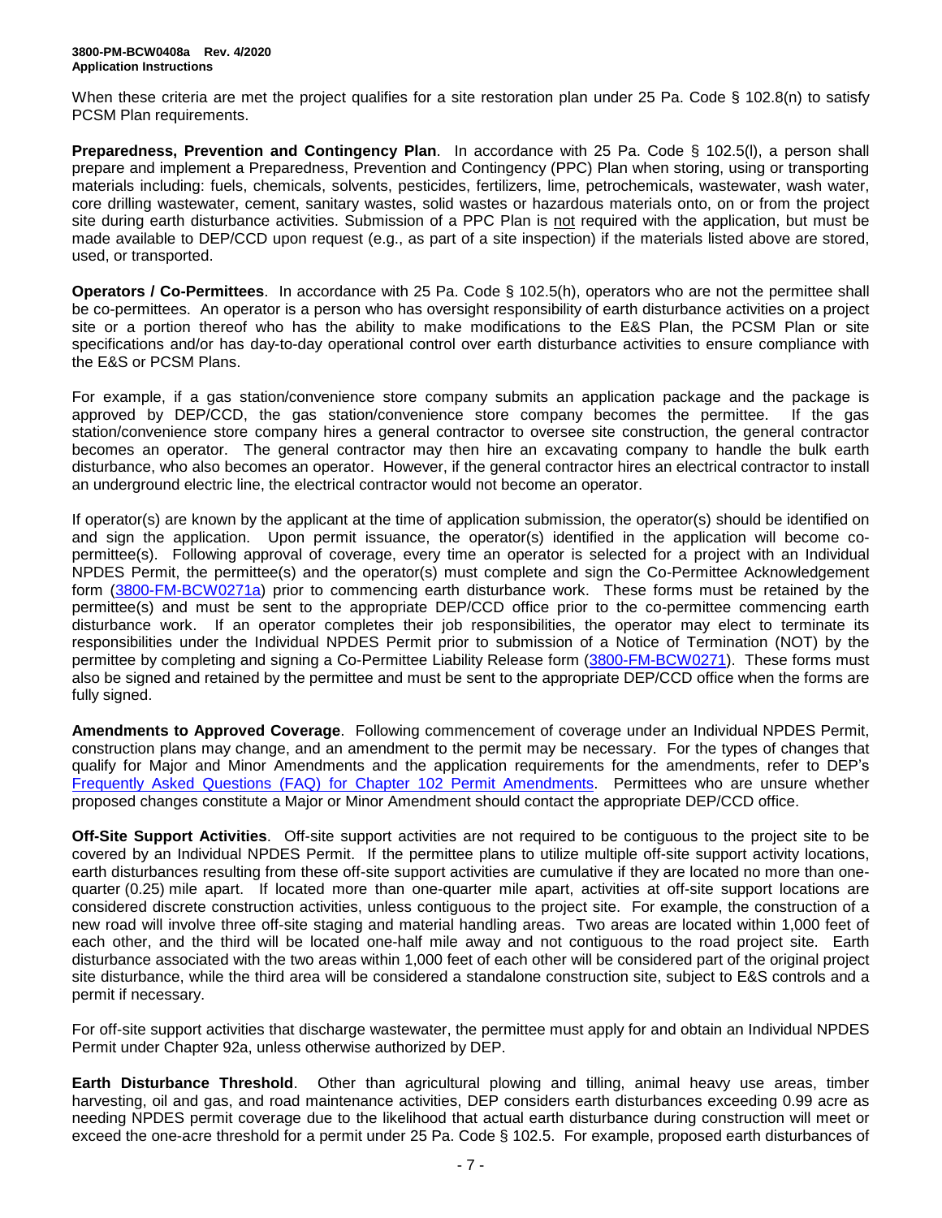When these criteria are met the project qualifies for a site restoration plan under 25 Pa. Code § 102.8(n) to satisfy PCSM Plan requirements.

**Preparedness, Prevention and Contingency Plan**. In accordance with 25 Pa. Code § 102.5(l), a person shall prepare and implement a Preparedness, Prevention and Contingency (PPC) Plan when storing, using or transporting materials including: fuels, chemicals, solvents, pesticides, fertilizers, lime, petrochemicals, wastewater, wash water, core drilling wastewater, cement, sanitary wastes, solid wastes or hazardous materials onto, on or from the project site during earth disturbance activities. Submission of a PPC Plan is not required with the application, but must be made available to DEP/CCD upon request (e.g., as part of a site inspection) if the materials listed above are stored, used, or transported.

**Operators / Co-Permittees**. In accordance with 25 Pa. Code § 102.5(h), operators who are not the permittee shall be co-permittees. An operator is a person who has oversight responsibility of earth disturbance activities on a project site or a portion thereof who has the ability to make modifications to the E&S Plan, the PCSM Plan or site specifications and/or has day-to-day operational control over earth disturbance activities to ensure compliance with the E&S or PCSM Plans.

For example, if a gas station/convenience store company submits an application package and the package is approved by DEP/CCD, the gas station/convenience store company becomes the permittee. If the gas station/convenience store company hires a general contractor to oversee site construction, the general contractor becomes an operator. The general contractor may then hire an excavating company to handle the bulk earth disturbance, who also becomes an operator. However, if the general contractor hires an electrical contractor to install an underground electric line, the electrical contractor would not become an operator.

If operator(s) are known by the applicant at the time of application submission, the operator(s) should be identified on and sign the application. Upon permit issuance, the operator(s) identified in the application will become co-permittee(s). Following approval of coverage, every time an operator is selected for a project with an Individual NPDES Permit, the permittee(s) and the operator(s) must complete and sign the Co-Permittee Acknowledgement form (3800-FM-BCW0271a) prior to commencing earth disturbance work. These forms must be retained by the permittee(s) and must be sent to the appropriate DEP/CCD office prior to the co-permittee commencing earth disturbance work. If an operator completes their job responsibilities, the operator may elect to terminate its responsibilities under the Individual NPDES Permit prior to submission of a Notice of Termination (NOT) by the permittee by completing and signing a Co-Permittee Liability Release form (3800-FM-BCW0271). These forms must also be signed and retained by the permittee and must be sent to the appropriate DEP/CCD office when the forms are fully signed.

**Amendments to Approved Coverage**. Following commencement of coverage under an Individual NPDES Permit, construction plans may change, and an amendment to the permit may be necessary. For the types of changes that qualify for Major and Minor Amendments and the application requirements for the amendments, refer to DEP's Frequently Asked Questions (FAQ) for Chapter 102 Permit Amendments. Permittees who are unsure whether proposed changes constitute a Major or Minor Amendment should contact the appropriate DEP/CCD office.

**Off-Site Support Activities**. Off-site support activities are not required to be contiguous to the project site to be covered by an Individual NPDES Permit. If the permittee plans to utilize multiple off-site support activity locations, earth disturbances resulting from these off-site support activities are cumulative if they are located no more than one-quarter (0.25) mile apart. If located more than one-quarter mile apart, activities at off-site support locations are considered discrete construction activities, unless contiguous to the project site. For example, the construction of a new road will involve three off-site staging and material handling areas. Two areas are located within 1,000 feet of each other, and the third will be located one-half mile away and not contiguous to the road project site. Earth disturbance associated with the two areas within 1,000 feet of each other will be considered part of the original project site disturbance, while the third area will be considered a standalone construction site, subject to E&S controls and a permit if necessary.

For off-site support activities that discharge wastewater, the permittee must apply for and obtain an Individual NPDES Permit under Chapter 92a, unless otherwise authorized by DEP.

**Earth Disturbance Threshold**. Other than agricultural plowing and tilling, animal heavy use areas, timber harvesting, oil and gas, and road maintenance activities, DEP considers earth disturbances exceeding 0.99 acre as needing NPDES permit coverage due to the likelihood that actual earth disturbance during construction will meet or exceed the one-acre threshold for a permit under 25 Pa. Code § 102.5. For example, proposed earth disturbances of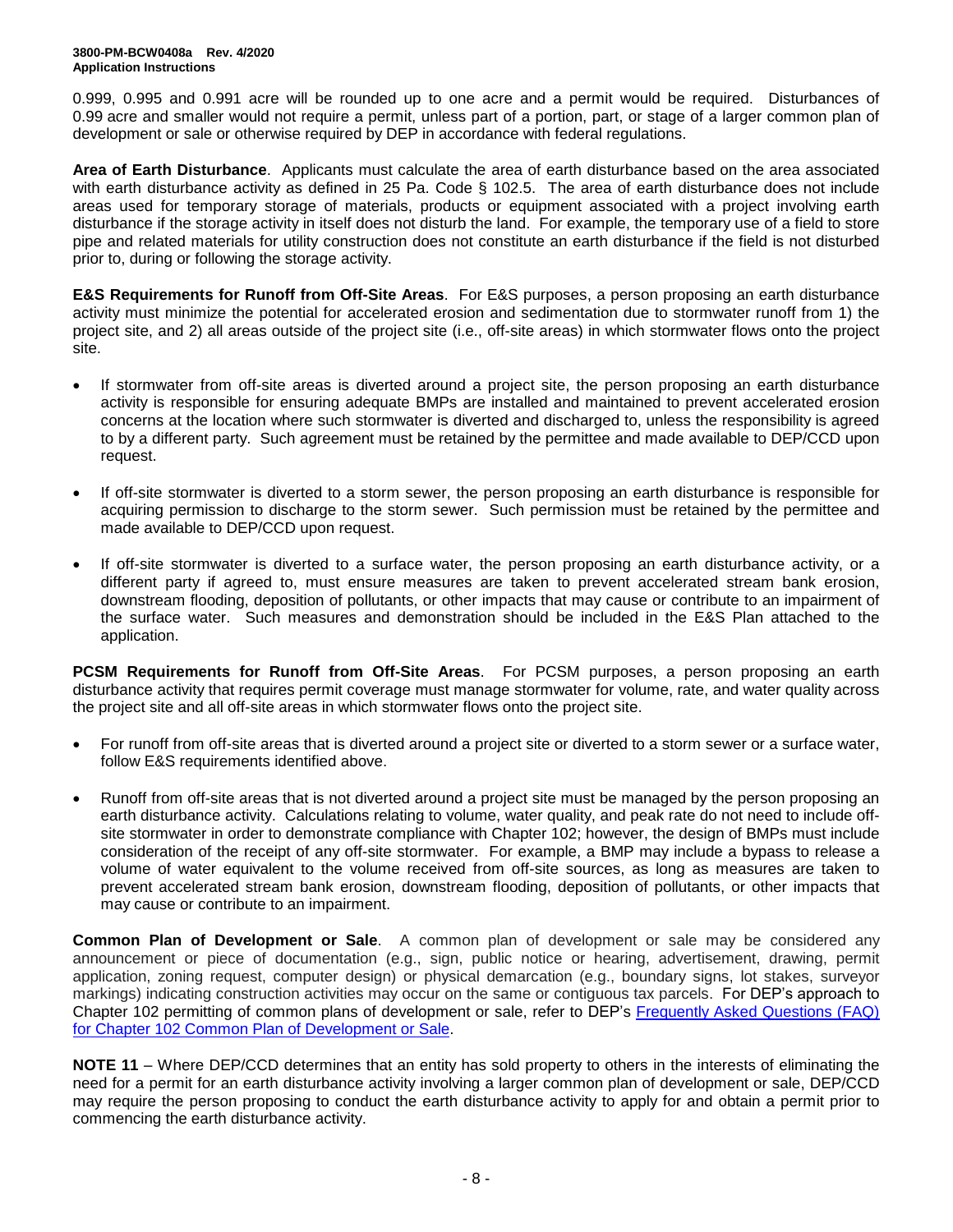0.999, 0.995 and 0.991 acre will be rounded up to one acre and a permit would be required. Disturbances of 0.99 acre and smaller would not require a permit, unless part of a portion, part, or stage of a larger common plan of development or sale or otherwise required by DEP in accordance with federal regulations.

**Area of Earth Disturbance**. Applicants must calculate the area of earth disturbance based on the area associated with earth disturbance activity as defined in 25 Pa. Code § 102.5. The area of earth disturbance does not include areas used for temporary storage of materials, products or equipment associated with a project involving earth disturbance if the storage activity in itself does not disturb the land. For example, the temporary use of a field to store pipe and related materials for utility construction does not constitute an earth disturbance if the field is not disturbed prior to, during or following the storage activity.

**E&S Requirements for Runoff from Off-Site Areas**. For E&S purposes, a person proposing an earth disturbance activity must minimize the potential for accelerated erosion and sedimentation due to stormwater runoff from 1) the project site, and 2) all areas outside of the project site (i.e., off-site areas) in which stormwater flows onto the project site.

- If stormwater from off-site areas is diverted around a project site, the person proposing an earth disturbance activity is responsible for ensuring adequate BMPs are installed and maintained to prevent accelerated erosion concerns at the location where such stormwater is diverted and discharged to, unless the responsibility is agreed to by a different party. Such agreement must be retained by the permittee and made available to DEP/CCD upon request.
- If off-site stormwater is diverted to a storm sewer, the person proposing an earth disturbance is responsible for acquiring permission to discharge to the storm sewer. Such permission must be retained by the permittee and made available to DEP/CCD upon request.
- If off-site stormwater is diverted to a surface water, the person proposing an earth disturbance activity, or a different party if agreed to, must ensure measures are taken to prevent accelerated stream bank erosion, downstream flooding, deposition of pollutants, or other impacts that may cause or contribute to an impairment of the surface water. Such measures and demonstration should be included in the E&S Plan attached to the application.

**PCSM Requirements for Runoff from Off-Site Areas**. For PCSM purposes, a person proposing an earth disturbance activity that requires permit coverage must manage stormwater for volume, rate, and water quality across the project site and all off-site areas in which stormwater flows onto the project site.

- For runoff from off-site areas that is diverted around a project site or diverted to a storm sewer or a surface water, follow E&S requirements identified above.
- Runoff from off-site areas that is not diverted around a project site must be managed by the person proposing an earth disturbance activity. Calculations relating to volume, water quality, and peak rate do not need to include off-site stormwater in order to demonstrate compliance with Chapter 102; however, the design of BMPs must include consideration of the receipt of any off-site stormwater. For example, a BMP may include a bypass to release a volume of water equivalent to the volume received from off-site sources, as long as measures are taken to prevent accelerated stream bank erosion, downstream flooding, deposition of pollutants, or other impacts that may cause or contribute to an impairment.

**Common Plan of Development or Sale**. A common plan of development or sale may be considered any announcement or piece of documentation (e.g., sign, public notice or hearing, advertisement, drawing, permit application, zoning request, computer design) or physical demarcation (e.g., boundary signs, lot stakes, surveyor markings) indicating construction activities may occur on the same or contiguous tax parcels. For DEP's approach to Chapter 102 permitting of common plans of development or sale, refer to DEP's Frequently Asked Questions (FAQ) for Chapter 102 Common Plan of Development or Sale.

**NOTE 11** – Where DEP/CCD determines that an entity has sold property to others in the interests of eliminating the need for a permit for an earth disturbance activity involving a larger common plan of development or sale, DEP/CCD may require the person proposing to conduct the earth disturbance activity to apply for and obtain a permit prior to commencing the earth disturbance activity.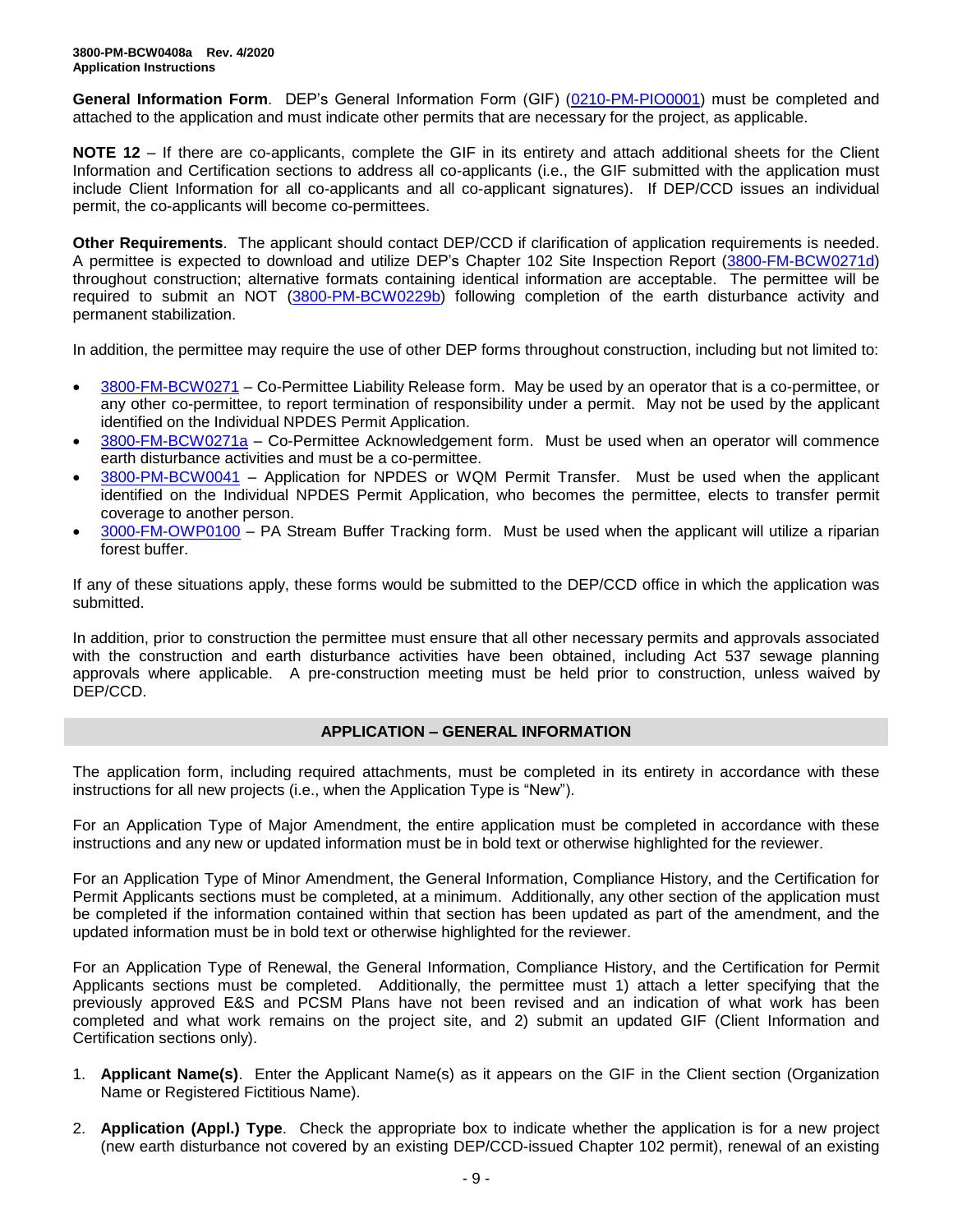**General Information Form**. DEP's General Information Form (GIF) (0210-PM-PIO0001) must be completed and attached to the application and must indicate other permits that are necessary for the project, as applicable.

**NOTE 12** – If there are co-applicants, complete the GIF in its entirety and attach additional sheets for the Client Information and Certification sections to address all co-applicants (i.e., the GIF submitted with the application must include Client Information for all co-applicants and all co-applicant signatures). If DEP/CCD issues an individual permit, the co-applicants will become co-permittees.

**Other Requirements**. The applicant should contact DEP/CCD if clarification of application requirements is needed. A permittee is expected to download and utilize DEP's Chapter 102 Site Inspection Report (3800-FM-BCW0271d) throughout construction; alternative formats containing identical information are acceptable. The permittee will be required to submit an NOT (3800-PM-BCW0229b) following completion of the earth disturbance activity and permanent stabilization.

In addition, the permittee may require the use of other DEP forms throughout construction, including but not limited to:

- 3800-FM-BCW0271 – Co-Permittee Liability Release form. May be used by an operator that is a co-permittee, or any other co-permittee, to report termination of responsibility under a permit. May not be used by the applicant identified on the Individual NPDES Permit Application.
- 3800-FM-BCW0271a – Co-Permittee Acknowledgement form. Must be used when an operator will commence earth disturbance activities and must be a co-permittee.
- 3800-PM-BCW0041 – Application for NPDES or WQM Permit Transfer. Must be used when the applicant identified on the Individual NPDES Permit Application, who becomes the permittee, elects to transfer permit coverage to another person.
- 3000-FM-OWP0100 – PA Stream Buffer Tracking form. Must be used when the applicant will utilize a riparian forest buffer.

If any of these situations apply, these forms would be submitted to the DEP/CCD office in which the application was submitted.

In addition, prior to construction the permittee must ensure that all other necessary permits and approvals associated with the construction and earth disturbance activities have been obtained, including Act 537 sewage planning approvals where applicable. A pre-construction meeting must be held prior to construction, unless waived by DEP/CCD.

## APPLICATION – GENERAL INFORMATION

The application form, including required attachments, must be completed in its entirety in accordance with these instructions for all new projects (i.e., when the Application Type is "New").

For an Application Type of Major Amendment, the entire application must be completed in accordance with these instructions and any new or updated information must be in bold text or otherwise highlighted for the reviewer.

For an Application Type of Minor Amendment, the General Information, Compliance History, and the Certification for Permit Applicants sections must be completed, at a minimum. Additionally, any other section of the application must be completed if the information contained within that section has been updated as part of the amendment, and the updated information must be in bold text or otherwise highlighted for the reviewer.

For an Application Type of Renewal, the General Information, Compliance History, and the Certification for Permit Applicants sections must be completed. Additionally, the permittee must 1) attach a letter specifying that the previously approved E&S and PCSM Plans have not been revised and an indication of what work has been completed and what work remains on the project site, and 2) submit an updated GIF (Client Information and Certification sections only).

1. **Applicant Name(s)**. Enter the Applicant Name(s) as it appears on the GIF in the Client section (Organization Name or Registered Fictitious Name).

2. **Application (Appl.) Type**. Check the appropriate box to indicate whether the application is for a new project (new earth disturbance not covered by an existing DEP/CCD-issued Chapter 102 permit), renewal of an existing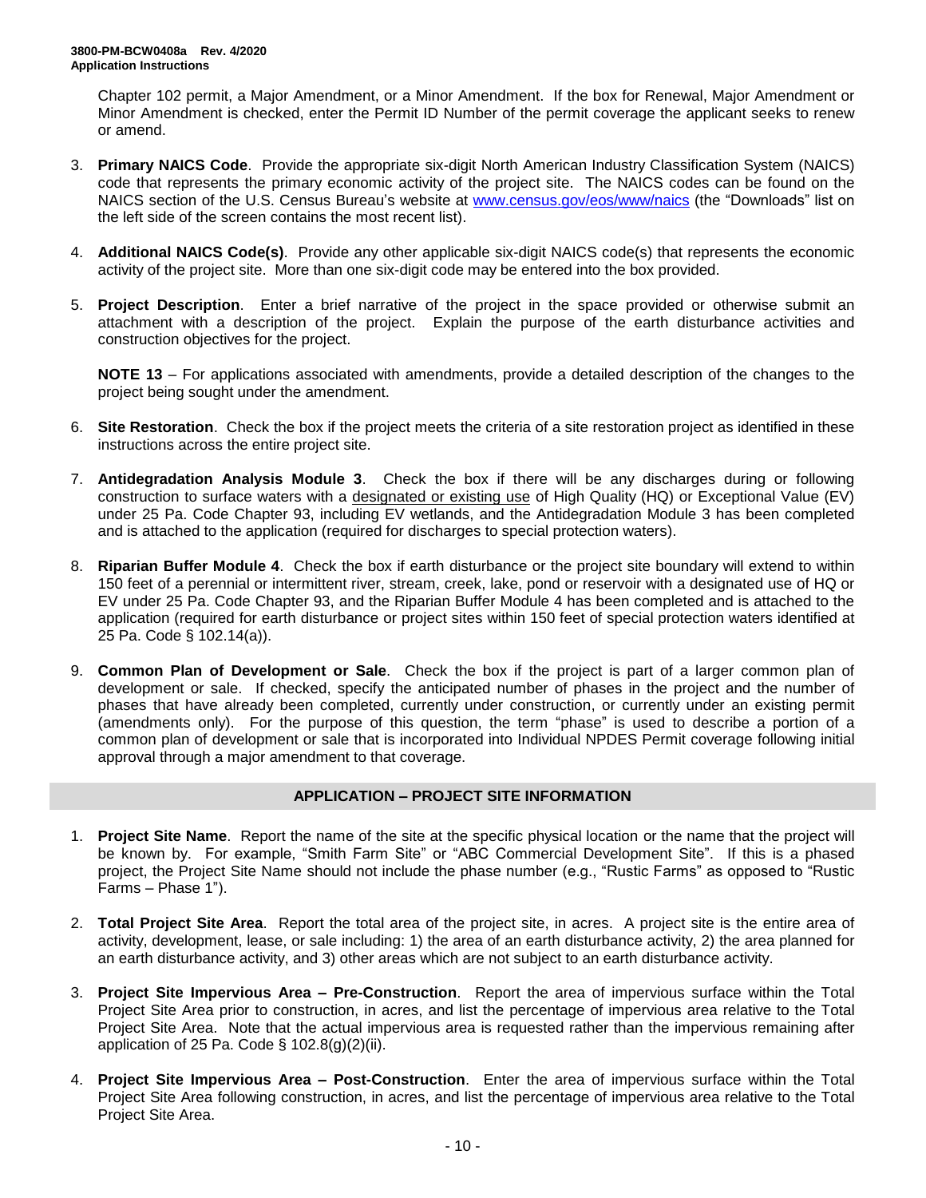Chapter 102 permit, a Major Amendment, or a Minor Amendment. If the box for Renewal, Major Amendment or Minor Amendment is checked, enter the Permit ID Number of the permit coverage the applicant seeks to renew or amend.

3. **Primary NAICS Code**. Provide the appropriate six-digit North American Industry Classification System (NAICS) code that represents the primary economic activity of the project site. The NAICS codes can be found on the NAICS section of the U.S. Census Bureau's website at [www.census.gov/eos/www/naics](www.census.gov/eos/www/naics) (the "Downloads" list on the left side of the screen contains the most recent list).

4. **Additional NAICS Code(s)**. Provide any other applicable six-digit NAICS code(s) that represents the economic activity of the project site. More than one six-digit code may be entered into the box provided.

5. **Project Description**. Enter a brief narrative of the project in the space provided or otherwise submit an attachment with a description of the project. Explain the purpose of the earth disturbance activities and construction objectives for the project.

   **NOTE 13** – For applications associated with amendments, provide a detailed description of the changes to the project being sought under the amendment.

6. **Site Restoration**. Check the box if the project meets the criteria of a site restoration project as identified in these instructions across the entire project site.

7. **Antidegradation Analysis Module 3**. Check the box if there will be any discharges during or following construction to surface waters with a designated or existing use of High Quality (HQ) or Exceptional Value (EV) under 25 Pa. Code Chapter 93, including EV wetlands, and the Antidegradation Module 3 has been completed and is attached to the application (required for discharges to special protection waters).

8. **Riparian Buffer Module 4**. Check the box if earth disturbance or the project site boundary will extend to within 150 feet of a perennial or intermittent river, stream, creek, lake, pond or reservoir with a designated use of HQ or EV under 25 Pa. Code Chapter 93, and the Riparian Buffer Module 4 has been completed and is attached to the application (required for earth disturbance or project sites within 150 feet of special protection waters identified at 25 Pa. Code § 102.14(a)).

9. **Common Plan of Development or Sale**. Check the box if the project is part of a larger common plan of development or sale. If checked, specify the anticipated number of phases in the project and the number of phases that have already been completed, currently under construction, or currently under an existing permit (amendments only). For the purpose of this question, the term "phase" is used to describe a portion of a common plan of development or sale that is incorporated into Individual NPDES Permit coverage following initial approval through a major amendment to that coverage.

## APPLICATION – PROJECT SITE INFORMATION

1. **Project Site Name**. Report the name of the site at the specific physical location or the name that the project will be known by. For example, "Smith Farm Site" or "ABC Commercial Development Site". If this is a phased project, the Project Site Name should not include the phase number (e.g., "Rustic Farms" as opposed to "Rustic Farms – Phase 1").

2. **Total Project Site Area**. Report the total area of the project site, in acres. A project site is the entire area of activity, development, lease, or sale including: 1) the area of an earth disturbance activity, 2) the area planned for an earth disturbance activity, and 3) other areas which are not subject to an earth disturbance activity.

3. **Project Site Impervious Area – Pre-Construction**. Report the area of impervious surface within the Total Project Site Area prior to construction, in acres, and list the percentage of impervious area relative to the Total Project Site Area. Note that the actual impervious area is requested rather than the impervious remaining after application of 25 Pa. Code § 102.8(g)(2)(ii).

4. **Project Site Impervious Area – Post-Construction**. Enter the area of impervious surface within the Total Project Site Area following construction, in acres, and list the percentage of impervious area relative to the Total Project Site Area.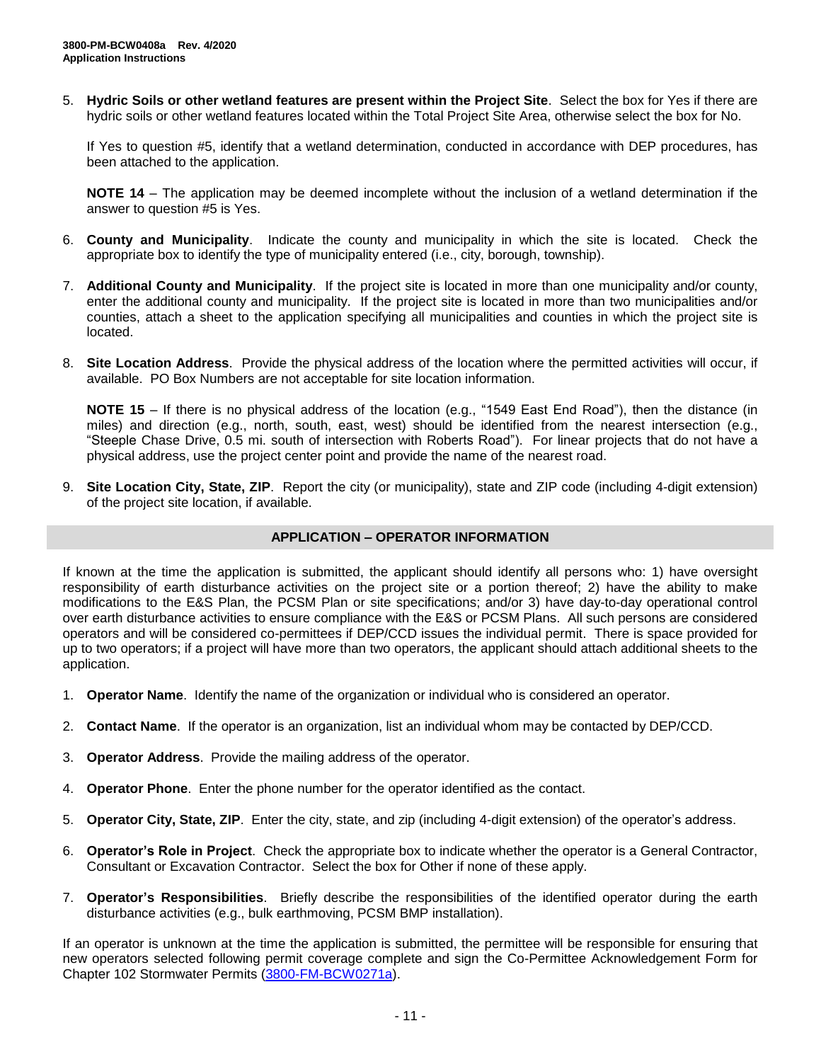5. **Hydric Soils or other wetland features are present within the Project Site**. Select the box for Yes if there are hydric soils or other wetland features located within the Total Project Site Area, otherwise select the box for No.

   If Yes to question #5, identify that a wetland determination, conducted in accordance with DEP procedures, has been attached to the application.

   **NOTE 14** – The application may be deemed incomplete without the inclusion of a wetland determination if the answer to question #5 is Yes.

6. **County and Municipality**. Indicate the county and municipality in which the site is located. Check the appropriate box to identify the type of municipality entered (i.e., city, borough, township).

7. **Additional County and Municipality**. If the project site is located in more than one municipality and/or county, enter the additional county and municipality. If the project site is located in more than two municipalities and/or counties, attach a sheet to the application specifying all municipalities and counties in which the project site is located.

8. **Site Location Address**. Provide the physical address of the location where the permitted activities will occur, if available. PO Box Numbers are not acceptable for site location information.

   **NOTE 15** – If there is no physical address of the location (e.g., "1549 East End Road"), then the distance (in miles) and direction (e.g., north, south, east, west) should be identified from the nearest intersection (e.g., "Steeple Chase Drive, 0.5 mi. south of intersection with Roberts Road"). For linear projects that do not have a physical address, use the project center point and provide the name of the nearest road.

9. **Site Location City, State, ZIP**. Report the city (or municipality), state and ZIP code (including 4-digit extension) of the project site location, if available.

## APPLICATION – OPERATOR INFORMATION

If known at the time the application is submitted, the applicant should identify all persons who: 1) have oversight responsibility of earth disturbance activities on the project site or a portion thereof; 2) have the ability to make modifications to the E&S Plan, the PCSM Plan or site specifications; and/or 3) have day-to-day operational control over earth disturbance activities to ensure compliance with the E&S or PCSM Plans. All such persons are considered operators and will be considered co-permittees if DEP/CCD issues the individual permit. There is space provided for up to two operators; if a project will have more than two operators, the applicant should attach additional sheets to the application.

1. **Operator Name**. Identify the name of the organization or individual who is considered an operator.

2. **Contact Name**. If the operator is an organization, list an individual whom may be contacted by DEP/CCD.

3. **Operator Address**. Provide the mailing address of the operator.

4. **Operator Phone**. Enter the phone number for the operator identified as the contact.

5. **Operator City, State, ZIP**. Enter the city, state, and zip (including 4-digit extension) of the operator's address.

6. **Operator's Role in Project**. Check the appropriate box to indicate whether the operator is a General Contractor, Consultant or Excavation Contractor. Select the box for Other if none of these apply.

7. **Operator's Responsibilities**. Briefly describe the responsibilities of the identified operator during the earth disturbance activities (e.g., bulk earthmoving, PCSM BMP installation).

If an operator is unknown at the time the application is submitted, the permittee will be responsible for ensuring that new operators selected following permit coverage complete and sign the Co-Permittee Acknowledgement Form for Chapter 102 Stormwater Permits (3800-FM-BCW0271a).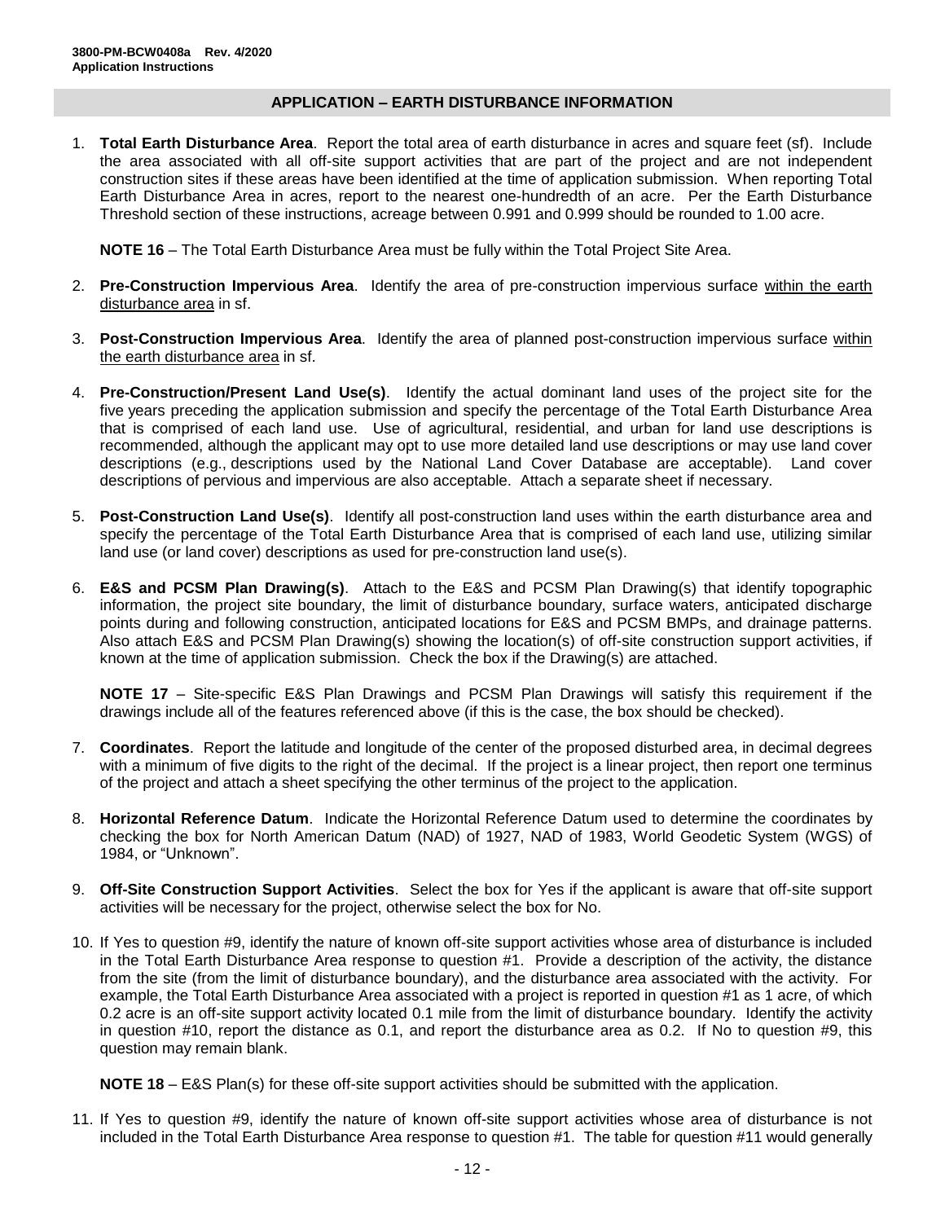## APPLICATION – EARTH DISTURBANCE INFORMATION

1. **Total Earth Disturbance Area**. Report the total area of earth disturbance in acres and square feet (sf). Include the area associated with all off-site support activities that are part of the project and are not independent construction sites if these areas have been identified at the time of application submission. When reporting Total Earth Disturbance Area in acres, report to the nearest one-hundredth of an acre. Per the Earth Disturbance Threshold section of these instructions, acreage between 0.991 and 0.999 should be rounded to 1.00 acre.

   **NOTE 16** – The Total Earth Disturbance Area must be fully within the Total Project Site Area.

2. **Pre-Construction Impervious Area**. Identify the area of pre-construction impervious surface <u>within the earth disturbance area</u> in sf.

3. **Post-Construction Impervious Area**. Identify the area of planned post-construction impervious surface <u>within the earth disturbance area</u> in sf.

4. **Pre-Construction/Present Land Use(s)**. Identify the actual dominant land uses of the project site for the five years preceding the application submission and specify the percentage of the Total Earth Disturbance Area that is comprised of each land use. Use of agricultural, residential, and urban for land use descriptions is recommended, although the applicant may opt to use more detailed land use descriptions or may use land cover descriptions (e.g., descriptions used by the National Land Cover Database are acceptable). Land cover descriptions of pervious and impervious are also acceptable. Attach a separate sheet if necessary.

5. **Post-Construction Land Use(s)**. Identify all post-construction land uses within the earth disturbance area and specify the percentage of the Total Earth Disturbance Area that is comprised of each land use, utilizing similar land use (or land cover) descriptions as used for pre-construction land use(s).

6. **E&S and PCSM Plan Drawing(s)**. Attach to the E&S and PCSM Plan Drawing(s) that identify topographic information, the project site boundary, the limit of disturbance boundary, surface waters, anticipated discharge points during and following construction, anticipated locations for E&S and PCSM BMPs, and drainage patterns. Also attach E&S and PCSM Plan Drawing(s) showing the location(s) of off-site construction support activities, if known at the time of application submission. Check the box if the Drawing(s) are attached.

   **NOTE 17** – Site-specific E&S Plan Drawings and PCSM Plan Drawings will satisfy this requirement if the drawings include all of the features referenced above (if this is the case, the box should be checked).

7. **Coordinates**. Report the latitude and longitude of the center of the proposed disturbed area, in decimal degrees with a minimum of five digits to the right of the decimal. If the project is a linear project, then report one terminus of the project and attach a sheet specifying the other terminus of the project to the application.

8. **Horizontal Reference Datum**. Indicate the Horizontal Reference Datum used to determine the coordinates by checking the box for North American Datum (NAD) of 1927, NAD of 1983, World Geodetic System (WGS) of 1984, or "Unknown".

9. **Off-Site Construction Support Activities**. Select the box for Yes if the applicant is aware that off-site support activities will be necessary for the project, otherwise select the box for No.

10. If Yes to question #9, identify the nature of known off-site support activities whose area of disturbance is included in the Total Earth Disturbance Area response to question #1. Provide a description of the activity, the distance from the site (from the limit of disturbance boundary), and the disturbance area associated with the activity. For example, the Total Earth Disturbance Area associated with a project is reported in question #1 as 1 acre, of which 0.2 acre is an off-site support activity located 0.1 mile from the limit of disturbance boundary. Identify the activity in question #10, report the distance as 0.1, and report the disturbance area as 0.2. If No to question #9, this question may remain blank.

    **NOTE 18** – E&S Plan(s) for these off-site support activities should be submitted with the application.

11. If Yes to question #9, identify the nature of known off-site support activities whose area of disturbance is not included in the Total Earth Disturbance Area response to question #1. The table for question #11 would generally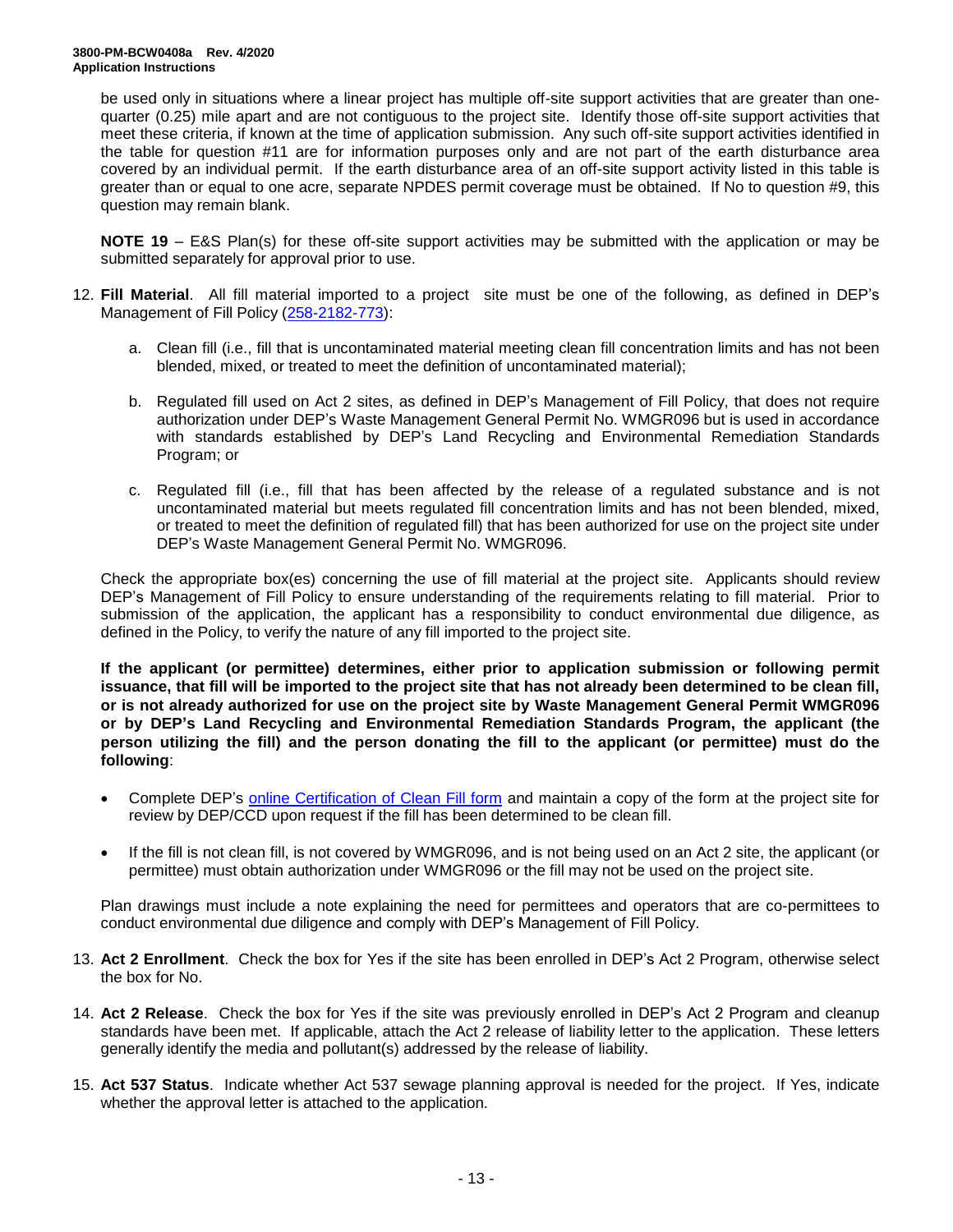be used only in situations where a linear project has multiple off-site support activities that are greater than one-quarter (0.25) mile apart and are not contiguous to the project site. Identify those off-site support activities that meet these criteria, if known at the time of application submission. Any such off-site support activities identified in the table for question #11 are for information purposes only and are not part of the earth disturbance area covered by an individual permit. If the earth disturbance area of an off-site support activity listed in this table is greater than or equal to one acre, separate NPDES permit coverage must be obtained. If No to question #9, this question may remain blank.

**NOTE 19** – E&S Plan(s) for these off-site support activities may be submitted with the application or may be submitted separately for approval prior to use.

12. **Fill Material**. All fill material imported to a project site must be one of the following, as defined in DEP's Management of Fill Policy (258-2182-773):

    a. Clean fill (i.e., fill that is uncontaminated material meeting clean fill concentration limits and has not been blended, mixed, or treated to meet the definition of uncontaminated material);

    b. Regulated fill used on Act 2 sites, as defined in DEP's Management of Fill Policy, that does not require authorization under DEP's Waste Management General Permit No. WMGR096 but is used in accordance with standards established by DEP's Land Recycling and Environmental Remediation Standards Program; or

    c. Regulated fill (i.e., fill that has been affected by the release of a regulated substance and is not uncontaminated material but meets regulated fill concentration limits and has not been blended, mixed, or treated to meet the definition of regulated fill) that has been authorized for use on the project site under DEP's Waste Management General Permit No. WMGR096.

    Check the appropriate box(es) concerning the use of fill material at the project site. Applicants should review DEP's Management of Fill Policy to ensure understanding of the requirements relating to fill material. Prior to submission of the application, the applicant has a responsibility to conduct environmental due diligence, as defined in the Policy, to verify the nature of any fill imported to the project site.

    **If the applicant (or permittee) determines, either prior to application submission or following permit issuance, that fill will be imported to the project site that has not already been determined to be clean fill, or is not already authorized for use on the project site by Waste Management General Permit WMGR096 or by DEP's Land Recycling and Environmental Remediation Standards Program, the applicant (the person utilizing the fill) and the person donating the fill to the applicant (or permittee) must do the following**:

    - Complete DEP's online Certification of Clean Fill form and maintain a copy of the form at the project site for review by DEP/CCD upon request if the fill has been determined to be clean fill.
    - If the fill is not clean fill, is not covered by WMGR096, and is not being used on an Act 2 site, the applicant (or permittee) must obtain authorization under WMGR096 or the fill may not be used on the project site.

    Plan drawings must include a note explaining the need for permittees and operators that are co-permittees to conduct environmental due diligence and comply with DEP's Management of Fill Policy.

13. **Act 2 Enrollment**. Check the box for Yes if the site has been enrolled in DEP's Act 2 Program, otherwise select the box for No.

14. **Act 2 Release**. Check the box for Yes if the site was previously enrolled in DEP's Act 2 Program and cleanup standards have been met. If applicable, attach the Act 2 release of liability letter to the application. These letters generally identify the media and pollutant(s) addressed by the release of liability.

15. **Act 537 Status**. Indicate whether Act 537 sewage planning approval is needed for the project. If Yes, indicate whether the approval letter is attached to the application.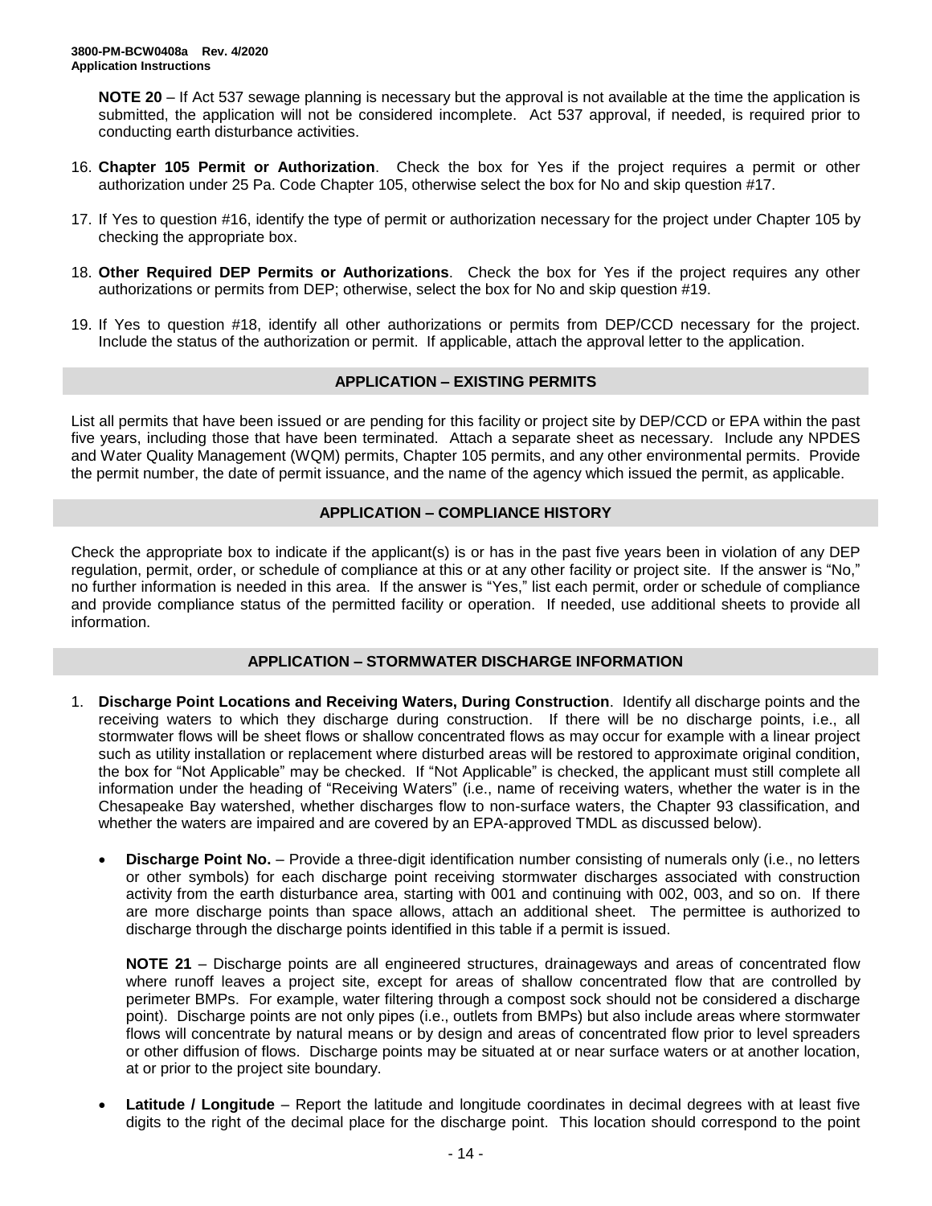**NOTE 20** – If Act 537 sewage planning is necessary but the approval is not available at the time the application is submitted, the application will not be considered incomplete. Act 537 approval, if needed, is required prior to conducting earth disturbance activities.

16. **Chapter 105 Permit or Authorization**. Check the box for Yes if the project requires a permit or other authorization under 25 Pa. Code Chapter 105, otherwise select the box for No and skip question #17.

17. If Yes to question #16, identify the type of permit or authorization necessary for the project under Chapter 105 by checking the appropriate box.

18. **Other Required DEP Permits or Authorizations**. Check the box for Yes if the project requires any other authorizations or permits from DEP; otherwise, select the box for No and skip question #19.

19. If Yes to question #18, identify all other authorizations or permits from DEP/CCD necessary for the project. Include the status of the authorization or permit. If applicable, attach the approval letter to the application.

## APPLICATION – EXISTING PERMITS

List all permits that have been issued or are pending for this facility or project site by DEP/CCD or EPA within the past five years, including those that have been terminated. Attach a separate sheet as necessary. Include any NPDES and Water Quality Management (WQM) permits, Chapter 105 permits, and any other environmental permits. Provide the permit number, the date of permit issuance, and the name of the agency which issued the permit, as applicable.

## APPLICATION – COMPLIANCE HISTORY

Check the appropriate box to indicate if the applicant(s) is or has in the past five years been in violation of any DEP regulation, permit, order, or schedule of compliance at this or at any other facility or project site. If the answer is "No," no further information is needed in this area. If the answer is "Yes," list each permit, order or schedule of compliance and provide compliance status of the permitted facility or operation. If needed, use additional sheets to provide all information.

## APPLICATION – STORMWATER DISCHARGE INFORMATION

1. **Discharge Point Locations and Receiving Waters, During Construction**. Identify all discharge points and the receiving waters to which they discharge during construction. If there will be no discharge points, i.e., all stormwater flows will be sheet flows or shallow concentrated flows as may occur for example with a linear project such as utility installation or replacement where disturbed areas will be restored to approximate original condition, the box for "Not Applicable" may be checked. If "Not Applicable" is checked, the applicant must still complete all information under the heading of "Receiving Waters" (i.e., name of receiving waters, whether the water is in the Chesapeake Bay watershed, whether discharges flow to non-surface waters, the Chapter 93 classification, and whether the waters are impaired and are covered by an EPA-approved TMDL as discussed below).

   - **Discharge Point No.** – Provide a three-digit identification number consisting of numerals only (i.e., no letters or other symbols) for each discharge point receiving stormwater discharges associated with construction activity from the earth disturbance area, starting with 001 and continuing with 002, 003, and so on. If there are more discharge points than space allows, attach an additional sheet. The permittee is authorized to discharge through the discharge points identified in this table if a permit is issued.

     **NOTE 21** – Discharge points are all engineered structures, drainageways and areas of concentrated flow where runoff leaves a project site, except for areas of shallow concentrated flow that are controlled by perimeter BMPs. For example, water filtering through a compost sock should not be considered a discharge point). Discharge points are not only pipes (i.e., outlets from BMPs) but also include areas where stormwater flows will concentrate by natural means or by design and areas of concentrated flow prior to level spreaders or other diffusion of flows. Discharge points may be situated at or near surface waters or at another location, at or prior to the project site boundary.

   - **Latitude / Longitude** – Report the latitude and longitude coordinates in decimal degrees with at least five digits to the right of the decimal place for the discharge point. This location should correspond to the point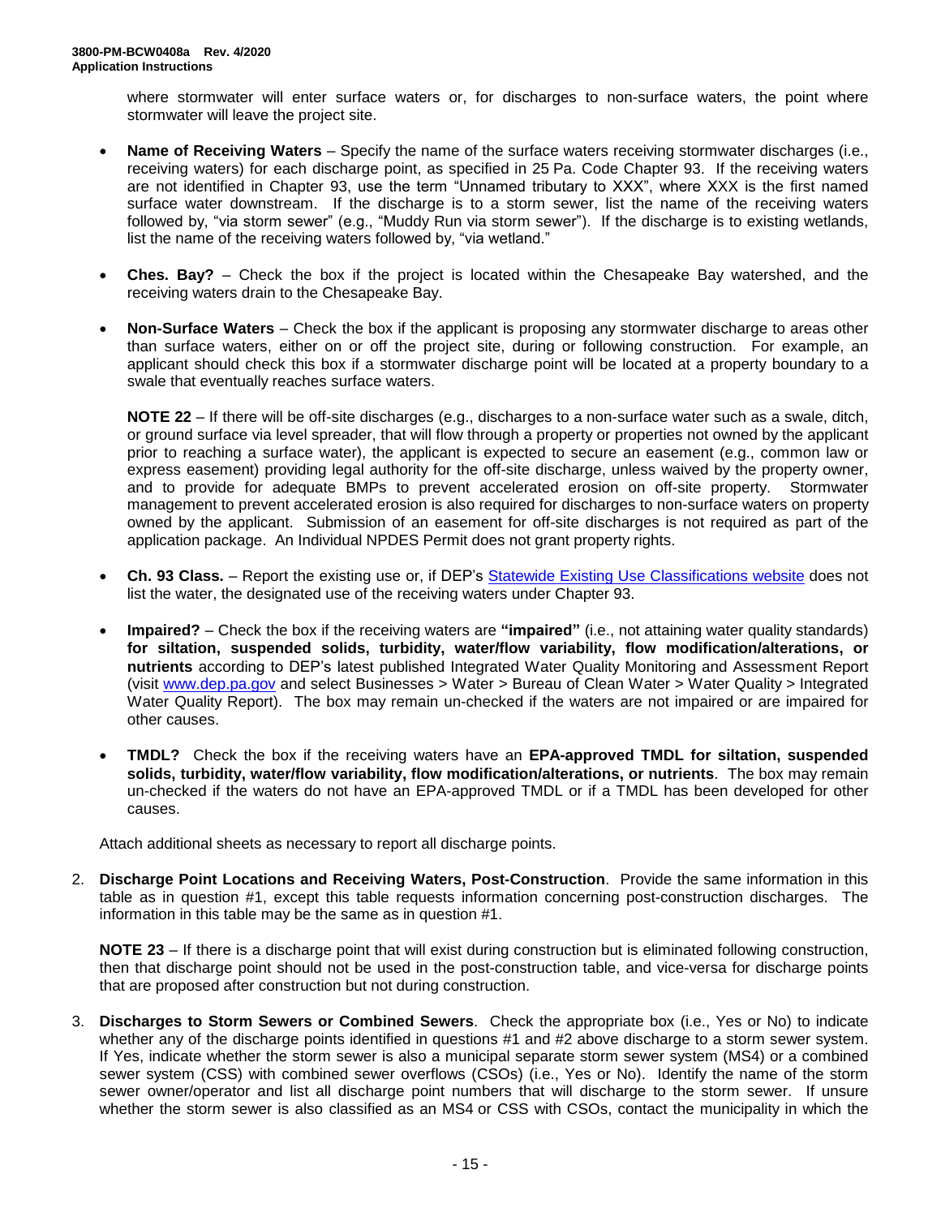where stormwater will enter surface waters or, for discharges to non-surface waters, the point where stormwater will leave the project site.

- **Name of Receiving Waters** – Specify the name of the surface waters receiving stormwater discharges (i.e., receiving waters) for each discharge point, as specified in 25 Pa. Code Chapter 93. If the receiving waters are not identified in Chapter 93, use the term "Unnamed tributary to XXX", where XXX is the first named surface water downstream. If the discharge is to a storm sewer, list the name of the receiving waters followed by, "via storm sewer" (e.g., "Muddy Run via storm sewer"). If the discharge is to existing wetlands, list the name of the receiving waters followed by, "via wetland."

- **Ches. Bay?** – Check the box if the project is located within the Chesapeake Bay watershed, and the receiving waters drain to the Chesapeake Bay.

- **Non-Surface Waters** – Check the box if the applicant is proposing any stormwater discharge to areas other than surface waters, either on or off the project site, during or following construction. For example, an applicant should check this box if a stormwater discharge point will be located at a property boundary to a swale that eventually reaches surface waters.

  **NOTE 22** – If there will be off-site discharges (e.g., discharges to a non-surface water such as a swale, ditch, or ground surface via level spreader, that will flow through a property or properties not owned by the applicant prior to reaching a surface water), the applicant is expected to secure an easement (e.g., common law or express easement) providing legal authority for the off-site discharge, unless waived by the property owner, and to provide for adequate BMPs to prevent accelerated erosion on off-site property. Stormwater management to prevent accelerated erosion is also required for discharges to non-surface waters on property owned by the applicant. Submission of an easement for off-site discharges is not required as part of the application package. An Individual NPDES Permit does not grant property rights.

- **Ch. 93 Class.** – Report the existing use or, if DEP's Statewide Existing Use Classifications website does not list the water, the designated use of the receiving waters under Chapter 93.

- **Impaired?** – Check the box if the receiving waters are **"impaired"** (i.e., not attaining water quality standards) **for siltation, suspended solids, turbidity, water/flow variability, flow modification/alterations, or nutrients** according to DEP's latest published Integrated Water Quality Monitoring and Assessment Report (visit www.dep.pa.gov and select Businesses > Water > Bureau of Clean Water > Water Quality > Integrated Water Quality Report). The box may remain un-checked if the waters are not impaired or are impaired for other causes.

- **TMDL?** Check the box if the receiving waters have an **EPA-approved TMDL for siltation, suspended solids, turbidity, water/flow variability, flow modification/alterations, or nutrients**. The box may remain un-checked if the waters do not have an EPA-approved TMDL or if a TMDL has been developed for other causes.

Attach additional sheets as necessary to report all discharge points.

2. **Discharge Point Locations and Receiving Waters, Post-Construction**. Provide the same information in this table as in question #1, except this table requests information concerning post-construction discharges. The information in this table may be the same as in question #1.

   **NOTE 23** – If there is a discharge point that will exist during construction but is eliminated following construction, then that discharge point should not be used in the post-construction table, and vice-versa for discharge points that are proposed after construction but not during construction.

3. **Discharges to Storm Sewers or Combined Sewers**. Check the appropriate box (i.e., Yes or No) to indicate whether any of the discharge points identified in questions #1 and #2 above discharge to a storm sewer system. If Yes, indicate whether the storm sewer is also a municipal separate storm sewer system (MS4) or a combined sewer system (CSS) with combined sewer overflows (CSOs) (i.e., Yes or No). Identify the name of the storm sewer owner/operator and list all discharge point numbers that will discharge to the storm sewer. If unsure whether the storm sewer is also classified as an MS4 or CSS with CSOs, contact the municipality in which the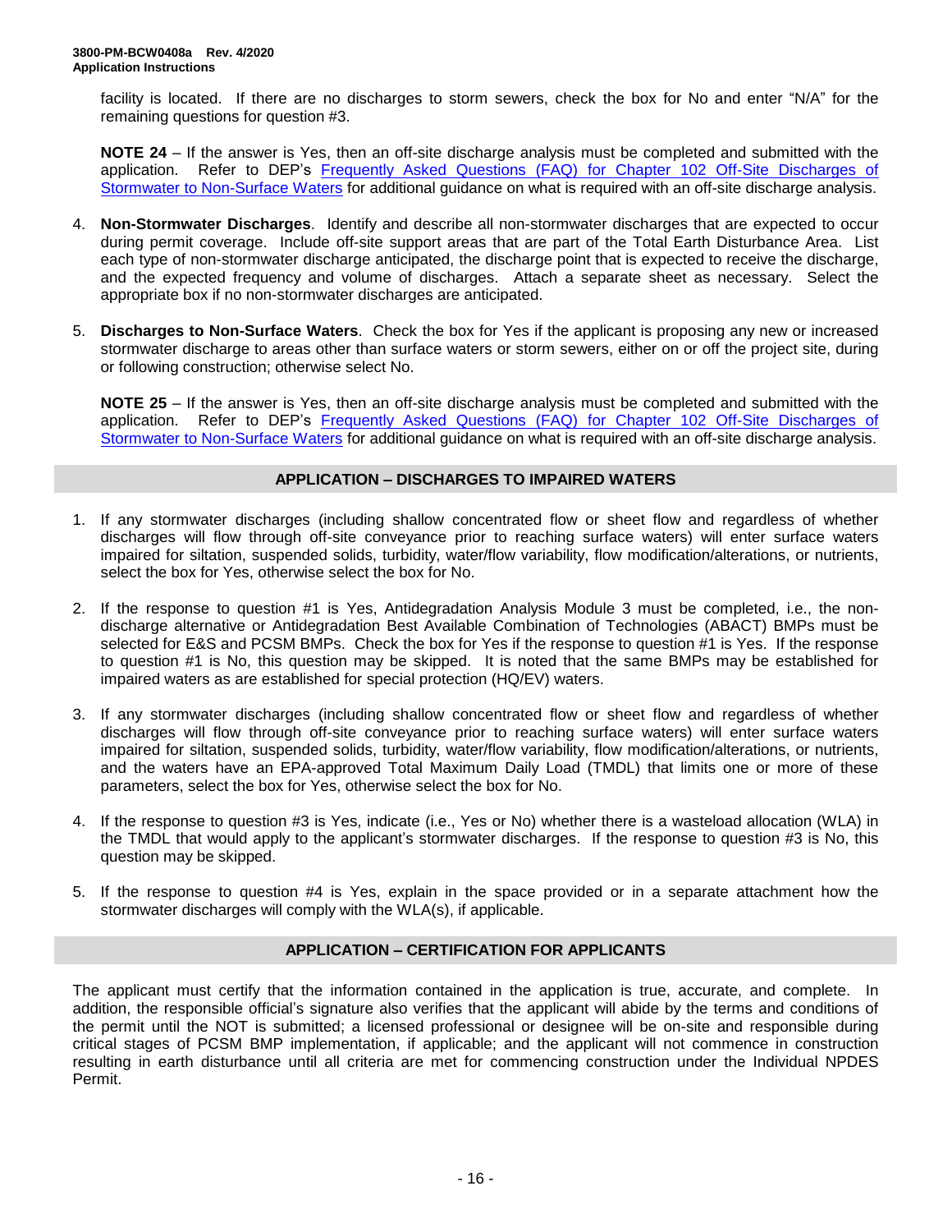facility is located. If there are no discharges to storm sewers, check the box for No and enter "N/A" for the remaining questions for question #3.

**NOTE 24** – If the answer is Yes, then an off-site discharge analysis must be completed and submitted with the application. Refer to DEP's Frequently Asked Questions (FAQ) for Chapter 102 Off-Site Discharges of Stormwater to Non-Surface Waters for additional guidance on what is required with an off-site discharge analysis.

4. **Non-Stormwater Discharges**. Identify and describe all non-stormwater discharges that are expected to occur during permit coverage. Include off-site support areas that are part of the Total Earth Disturbance Area. List each type of non-stormwater discharge anticipated, the discharge point that is expected to receive the discharge, and the expected frequency and volume of discharges. Attach a separate sheet as necessary. Select the appropriate box if no non-stormwater discharges are anticipated.

5. **Discharges to Non-Surface Waters**. Check the box for Yes if the applicant is proposing any new or increased stormwater discharge to areas other than surface waters or storm sewers, either on or off the project site, during or following construction; otherwise select No.

**NOTE 25** – If the answer is Yes, then an off-site discharge analysis must be completed and submitted with the application. Refer to DEP's Frequently Asked Questions (FAQ) for Chapter 102 Off-Site Discharges of Stormwater to Non-Surface Waters for additional guidance on what is required with an off-site discharge analysis.

## APPLICATION – DISCHARGES TO IMPAIRED WATERS

1. If any stormwater discharges (including shallow concentrated flow or sheet flow and regardless of whether discharges will flow through off-site conveyance prior to reaching surface waters) will enter surface waters impaired for siltation, suspended solids, turbidity, water/flow variability, flow modification/alterations, or nutrients, select the box for Yes, otherwise select the box for No.

2. If the response to question #1 is Yes, Antidegradation Analysis Module 3 must be completed, i.e., the non-discharge alternative or Antidegradation Best Available Combination of Technologies (ABACT) BMPs must be selected for E&S and PCSM BMPs. Check the box for Yes if the response to question #1 is Yes. If the response to question #1 is No, this question may be skipped. It is noted that the same BMPs may be established for impaired waters as are established for special protection (HQ/EV) waters.

3. If any stormwater discharges (including shallow concentrated flow or sheet flow and regardless of whether discharges will flow through off-site conveyance prior to reaching surface waters) will enter surface waters impaired for siltation, suspended solids, turbidity, water/flow variability, flow modification/alterations, or nutrients, and the waters have an EPA-approved Total Maximum Daily Load (TMDL) that limits one or more of these parameters, select the box for Yes, otherwise select the box for No.

4. If the response to question #3 is Yes, indicate (i.e., Yes or No) whether there is a wasteload allocation (WLA) in the TMDL that would apply to the applicant's stormwater discharges. If the response to question #3 is No, this question may be skipped.

5. If the response to question #4 is Yes, explain in the space provided or in a separate attachment how the stormwater discharges will comply with the WLA(s), if applicable.

## APPLICATION – CERTIFICATION FOR APPLICANTS

The applicant must certify that the information contained in the application is true, accurate, and complete. In addition, the responsible official's signature also verifies that the applicant will abide by the terms and conditions of the permit until the NOT is submitted; a licensed professional or designee will be on-site and responsible during critical stages of PCSM BMP implementation, if applicable; and the applicant will not commence in construction resulting in earth disturbance until all criteria are met for commencing construction under the Individual NPDES Permit.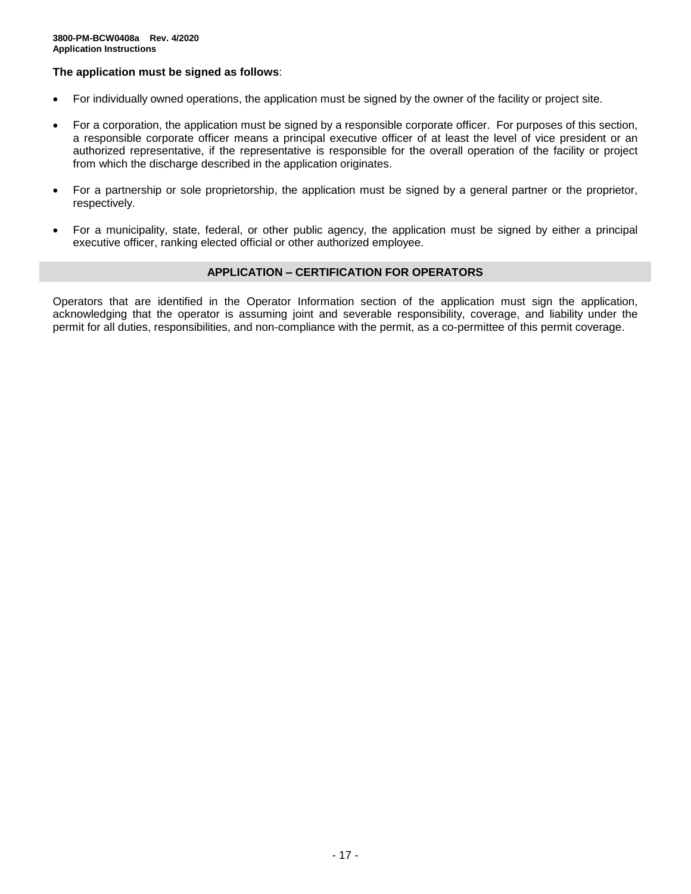**The application must be signed as follows**:

- For individually owned operations, the application must be signed by the owner of the facility or project site.
- For a corporation, the application must be signed by a responsible corporate officer. For purposes of this section, a responsible corporate officer means a principal executive officer of at least the level of vice president or an authorized representative, if the representative is responsible for the overall operation of the facility or project from which the discharge described in the application originates.
- For a partnership or sole proprietorship, the application must be signed by a general partner or the proprietor, respectively.
- For a municipality, state, federal, or other public agency, the application must be signed by either a principal executive officer, ranking elected official or other authorized employee.

## APPLICATION – CERTIFICATION FOR OPERATORS

Operators that are identified in the Operator Information section of the application must sign the application, acknowledging that the operator is assuming joint and severable responsibility, coverage, and liability under the permit for all duties, responsibilities, and non-compliance with the permit, as a co-permittee of this permit coverage.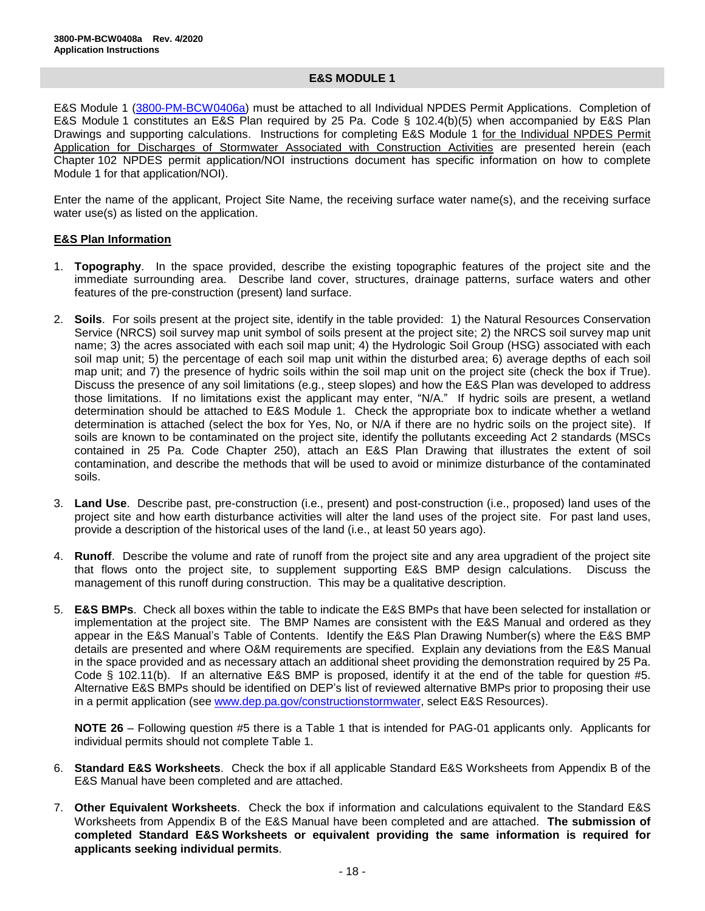## E&S MODULE 1

E&S Module 1 (3800-PM-BCW0406a) must be attached to all Individual NPDES Permit Applications. Completion of E&S Module 1 constitutes an E&S Plan required by 25 Pa. Code § 102.4(b)(5) when accompanied by E&S Plan Drawings and supporting calculations. Instructions for completing E&S Module 1 for the Individual NPDES Permit Application for Discharges of Stormwater Associated with Construction Activities are presented herein (each Chapter 102 NPDES permit application/NOI instructions document has specific information on how to complete Module 1 for that application/NOI).

Enter the name of the applicant, Project Site Name, the receiving surface water name(s), and the receiving surface water use(s) as listed on the application.

### E&S Plan Information

1. **Topography**. In the space provided, describe the existing topographic features of the project site and the immediate surrounding area. Describe land cover, structures, drainage patterns, surface waters and other features of the pre-construction (present) land surface.

2. **Soils**. For soils present at the project site, identify in the table provided: 1) the Natural Resources Conservation Service (NRCS) soil survey map unit symbol of soils present at the project site; 2) the NRCS soil survey map unit name; 3) the acres associated with each soil map unit; 4) the Hydrologic Soil Group (HSG) associated with each soil map unit; 5) the percentage of each soil map unit within the disturbed area; 6) average depths of each soil map unit; and 7) the presence of hydric soils within the soil map unit on the project site (check the box if True). Discuss the presence of any soil limitations (e.g., steep slopes) and how the E&S Plan was developed to address those limitations. If no limitations exist the applicant may enter, "N/A." If hydric soils are present, a wetland determination should be attached to E&S Module 1. Check the appropriate box to indicate whether a wetland determination is attached (select the box for Yes, No, or N/A if there are no hydric soils on the project site). If soils are known to be contaminated on the project site, identify the pollutants exceeding Act 2 standards (MSCs contained in 25 Pa. Code Chapter 250), attach an E&S Plan Drawing that illustrates the extent of soil contamination, and describe the methods that will be used to avoid or minimize disturbance of the contaminated soils.

3. **Land Use**. Describe past, pre-construction (i.e., present) and post-construction (i.e., proposed) land uses of the project site and how earth disturbance activities will alter the land uses of the project site. For past land uses, provide a description of the historical uses of the land (i.e., at least 50 years ago).

4. **Runoff**. Describe the volume and rate of runoff from the project site and any area upgradient of the project site that flows onto the project site, to supplement supporting E&S BMP design calculations. Discuss the management of this runoff during construction. This may be a qualitative description.

5. **E&S BMPs**. Check all boxes within the table to indicate the E&S BMPs that have been selected for installation or implementation at the project site. The BMP Names are consistent with the E&S Manual and ordered as they appear in the E&S Manual's Table of Contents. Identify the E&S Plan Drawing Number(s) where the E&S BMP details are presented and where O&M requirements are specified. Explain any deviations from the E&S Manual in the space provided and as necessary attach an additional sheet providing the demonstration required by 25 Pa. Code § 102.11(b). If an alternative E&S BMP is proposed, identify it at the end of the table for question #5. Alternative E&S BMPs should be identified on DEP's list of reviewed alternative BMPs prior to proposing their use in a permit application (see www.dep.pa.gov/constructionstormwater, select E&S Resources).

   **NOTE 26** – Following question #5 there is a Table 1 that is intended for PAG-01 applicants only. Applicants for individual permits should not complete Table 1.

6. **Standard E&S Worksheets**. Check the box if all applicable Standard E&S Worksheets from Appendix B of the E&S Manual have been completed and are attached.

7. **Other Equivalent Worksheets**. Check the box if information and calculations equivalent to the Standard E&S Worksheets from Appendix B of the E&S Manual have been completed and are attached. **The submission of completed Standard E&S Worksheets or equivalent providing the same information is required for applicants seeking individual permits**.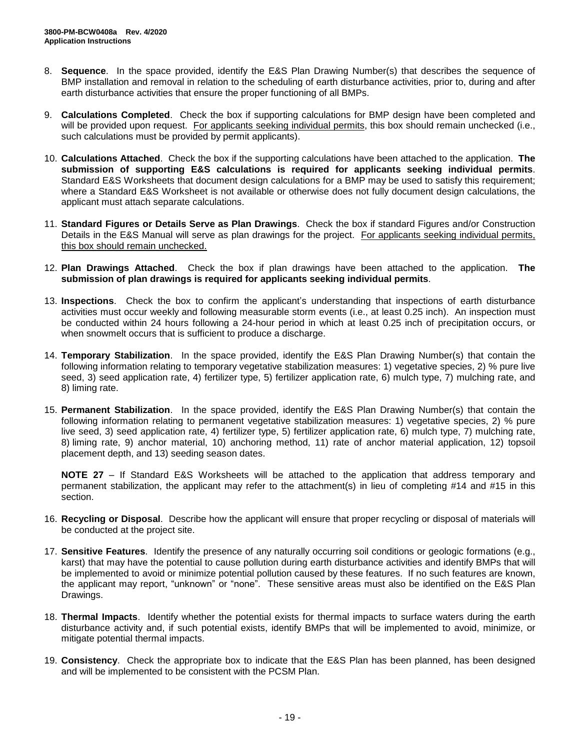8. **Sequence**. In the space provided, identify the E&S Plan Drawing Number(s) that describes the sequence of BMP installation and removal in relation to the scheduling of earth disturbance activities, prior to, during and after earth disturbance activities that ensure the proper functioning of all BMPs.

9. **Calculations Completed**. Check the box if supporting calculations for BMP design have been completed and will be provided upon request. For applicants seeking individual permits, this box should remain unchecked (i.e., such calculations must be provided by permit applicants).

10. **Calculations Attached**. Check the box if the supporting calculations have been attached to the application. **The submission of supporting E&S calculations is required for applicants seeking individual permits**. Standard E&S Worksheets that document design calculations for a BMP may be used to satisfy this requirement; where a Standard E&S Worksheet is not available or otherwise does not fully document design calculations, the applicant must attach separate calculations.

11. **Standard Figures or Details Serve as Plan Drawings**. Check the box if standard Figures and/or Construction Details in the E&S Manual will serve as plan drawings for the project. For applicants seeking individual permits, this box should remain unchecked.

12. **Plan Drawings Attached**. Check the box if plan drawings have been attached to the application. **The submission of plan drawings is required for applicants seeking individual permits**.

13. **Inspections**. Check the box to confirm the applicant's understanding that inspections of earth disturbance activities must occur weekly and following measurable storm events (i.e., at least 0.25 inch). An inspection must be conducted within 24 hours following a 24-hour period in which at least 0.25 inch of precipitation occurs, or when snowmelt occurs that is sufficient to produce a discharge.

14. **Temporary Stabilization**. In the space provided, identify the E&S Plan Drawing Number(s) that contain the following information relating to temporary vegetative stabilization measures: 1) vegetative species, 2) % pure live seed, 3) seed application rate, 4) fertilizer type, 5) fertilizer application rate, 6) mulch type, 7) mulching rate, and 8) liming rate.

15. **Permanent Stabilization**. In the space provided, identify the E&S Plan Drawing Number(s) that contain the following information relating to permanent vegetative stabilization measures: 1) vegetative species, 2) % pure live seed, 3) seed application rate, 4) fertilizer type, 5) fertilizer application rate, 6) mulch type, 7) mulching rate, 8) liming rate, 9) anchor material, 10) anchoring method, 11) rate of anchor material application, 12) topsoil placement depth, and 13) seeding season dates.

    **NOTE 27** – If Standard E&S Worksheets will be attached to the application that address temporary and permanent stabilization, the applicant may refer to the attachment(s) in lieu of completing #14 and #15 in this section.

16. **Recycling or Disposal**. Describe how the applicant will ensure that proper recycling or disposal of materials will be conducted at the project site.

17. **Sensitive Features**. Identify the presence of any naturally occurring soil conditions or geologic formations (e.g., karst) that may have the potential to cause pollution during earth disturbance activities and identify BMPs that will be implemented to avoid or minimize potential pollution caused by these features. If no such features are known, the applicant may report, "unknown" or "none". These sensitive areas must also be identified on the E&S Plan Drawings.

18. **Thermal Impacts**. Identify whether the potential exists for thermal impacts to surface waters during the earth disturbance activity and, if such potential exists, identify BMPs that will be implemented to avoid, minimize, or mitigate potential thermal impacts.

19. **Consistency**. Check the appropriate box to indicate that the E&S Plan has been planned, has been designed and will be implemented to be consistent with the PCSM Plan.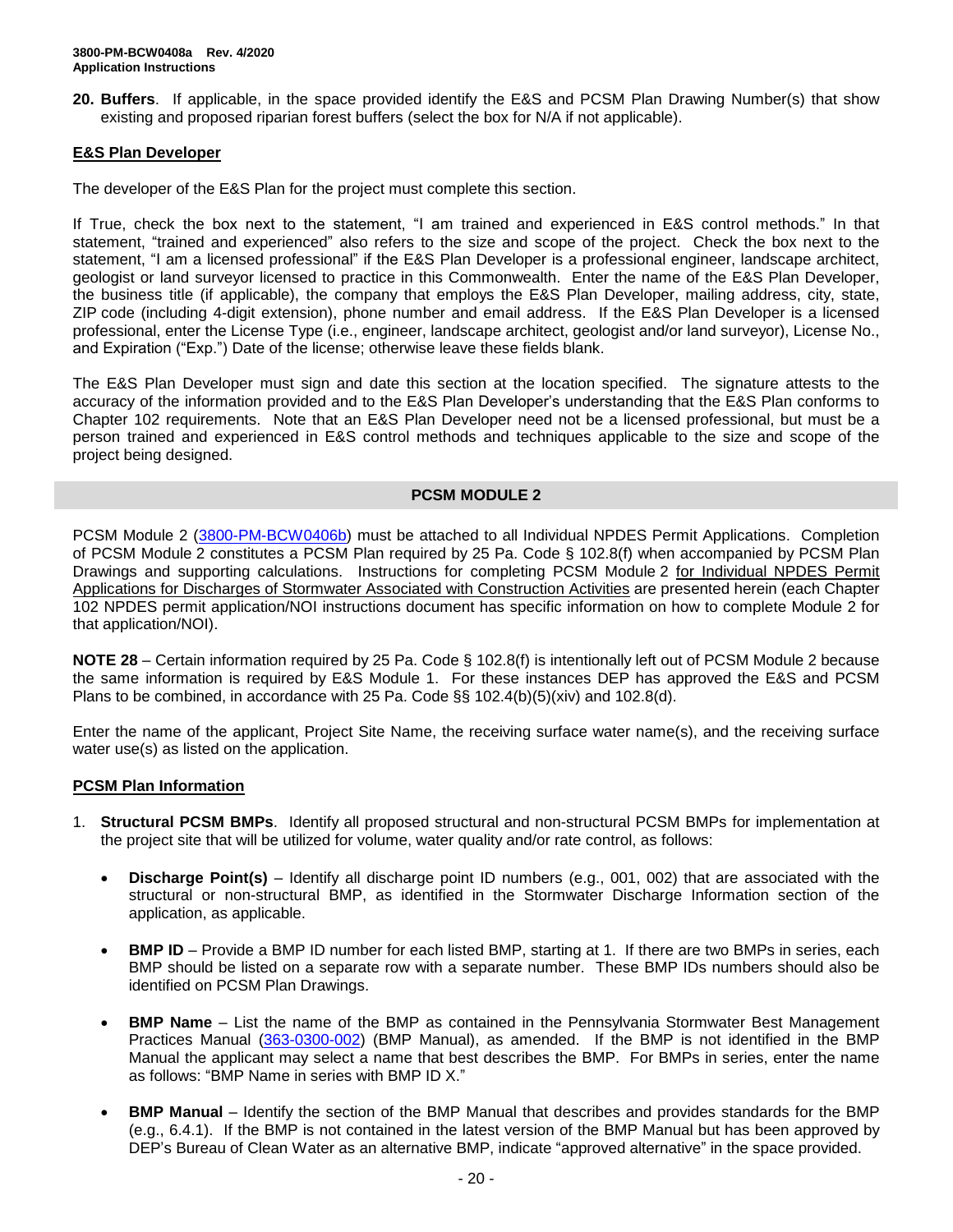20. **Buffers**. If applicable, in the space provided identify the E&S and PCSM Plan Drawing Number(s) that show existing and proposed riparian forest buffers (select the box for N/A if not applicable).

**E&S Plan Developer**

The developer of the E&S Plan for the project must complete this section.

If True, check the box next to the statement, "I am trained and experienced in E&S control methods." In that statement, "trained and experienced" also refers to the size and scope of the project. Check the box next to the statement, "I am a licensed professional" if the E&S Plan Developer is a professional engineer, landscape architect, geologist or land surveyor licensed to practice in this Commonwealth. Enter the name of the E&S Plan Developer, the business title (if applicable), the company that employs the E&S Plan Developer, mailing address, city, state, ZIP code (including 4-digit extension), phone number and email address. If the E&S Plan Developer is a licensed professional, enter the License Type (i.e., engineer, landscape architect, geologist and/or land surveyor), License No., and Expiration ("Exp.") Date of the license; otherwise leave these fields blank.

The E&S Plan Developer must sign and date this section at the location specified. The signature attests to the accuracy of the information provided and to the E&S Plan Developer's understanding that the E&S Plan conforms to Chapter 102 requirements. Note that an E&S Plan Developer need not be a licensed professional, but must be a person trained and experienced in E&S control methods and techniques applicable to the size and scope of the project being designed.

## PCSM MODULE 2

PCSM Module 2 (3800-PM-BCW0406b) must be attached to all Individual NPDES Permit Applications. Completion of PCSM Module 2 constitutes a PCSM Plan required by 25 Pa. Code § 102.8(f) when accompanied by PCSM Plan Drawings and supporting calculations. Instructions for completing PCSM Module 2 for Individual NPDES Permit Applications for Discharges of Stormwater Associated with Construction Activities are presented herein (each Chapter 102 NPDES permit application/NOI instructions document has specific information on how to complete Module 2 for that application/NOI).

**NOTE 28** – Certain information required by 25 Pa. Code § 102.8(f) is intentionally left out of PCSM Module 2 because the same information is required by E&S Module 1. For these instances DEP has approved the E&S and PCSM Plans to be combined, in accordance with 25 Pa. Code §§ 102.4(b)(5)(xiv) and 102.8(d).

Enter the name of the applicant, Project Site Name, the receiving surface water name(s), and the receiving surface water use(s) as listed on the application.

**PCSM Plan Information**

1. **Structural PCSM BMPs**. Identify all proposed structural and non-structural PCSM BMPs for implementation at the project site that will be utilized for volume, water quality and/or rate control, as follows:

   - **Discharge Point(s)** – Identify all discharge point ID numbers (e.g., 001, 002) that are associated with the structural or non-structural BMP, as identified in the Stormwater Discharge Information section of the application, as applicable.
   - **BMP ID** – Provide a BMP ID number for each listed BMP, starting at 1. If there are two BMPs in series, each BMP should be listed on a separate row with a separate number. These BMP IDs numbers should also be identified on PCSM Plan Drawings.
   - **BMP Name** – List the name of the BMP as contained in the Pennsylvania Stormwater Best Management Practices Manual (363-0300-002) (BMP Manual), as amended. If the BMP is not identified in the BMP Manual the applicant may select a name that best describes the BMP. For BMPs in series, enter the name as follows: "BMP Name in series with BMP ID X."
   - **BMP Manual** – Identify the section of the BMP Manual that describes and provides standards for the BMP (e.g., 6.4.1). If the BMP is not contained in the latest version of the BMP Manual but has been approved by DEP's Bureau of Clean Water as an alternative BMP, indicate "approved alternative" in the space provided.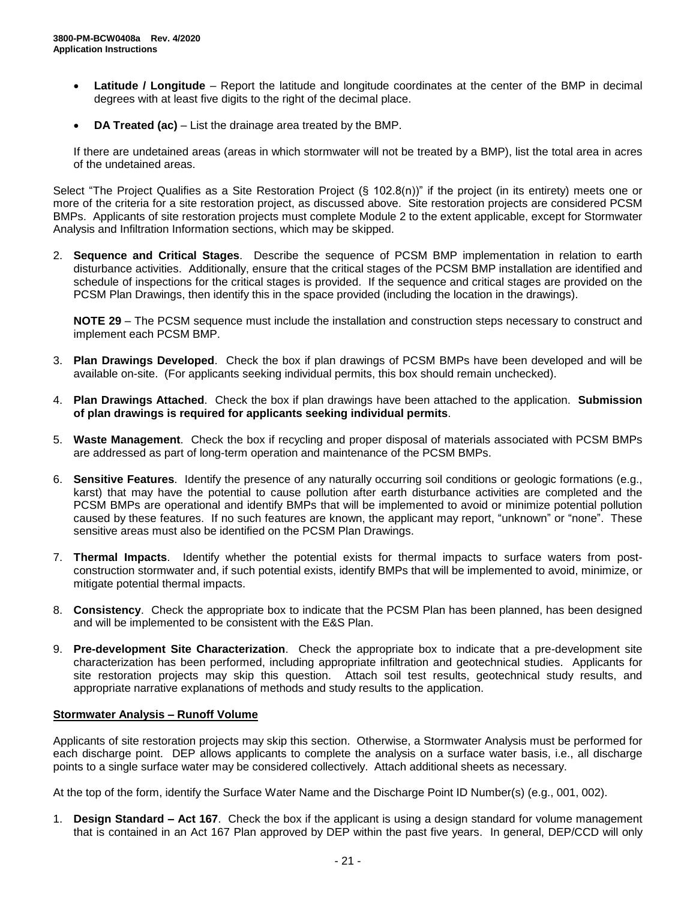- **Latitude / Longitude** – Report the latitude and longitude coordinates at the center of the BMP in decimal degrees with at least five digits to the right of the decimal place.
- **DA Treated (ac)** – List the drainage area treated by the BMP.

If there are undetained areas (areas in which stormwater will not be treated by a BMP), list the total area in acres of the undetained areas.

Select "The Project Qualifies as a Site Restoration Project (§ 102.8(n))" if the project (in its entirety) meets one or more of the criteria for a site restoration project, as discussed above. Site restoration projects are considered PCSM BMPs. Applicants of site restoration projects must complete Module 2 to the extent applicable, except for Stormwater Analysis and Infiltration Information sections, which may be skipped.

2. **Sequence and Critical Stages**. Describe the sequence of PCSM BMP implementation in relation to earth disturbance activities. Additionally, ensure that the critical stages of the PCSM BMP installation are identified and schedule of inspections for the critical stages is provided. If the sequence and critical stages are provided on the PCSM Plan Drawings, then identify this in the space provided (including the location in the drawings).

   **NOTE 29** – The PCSM sequence must include the installation and construction steps necessary to construct and implement each PCSM BMP.

3. **Plan Drawings Developed**. Check the box if plan drawings of PCSM BMPs have been developed and will be available on-site. (For applicants seeking individual permits, this box should remain unchecked).

4. **Plan Drawings Attached**. Check the box if plan drawings have been attached to the application. **Submission of plan drawings is required for applicants seeking individual permits**.

5. **Waste Management**. Check the box if recycling and proper disposal of materials associated with PCSM BMPs are addressed as part of long-term operation and maintenance of the PCSM BMPs.

6. **Sensitive Features**. Identify the presence of any naturally occurring soil conditions or geologic formations (e.g., karst) that may have the potential to cause pollution after earth disturbance activities are completed and the PCSM BMPs are operational and identify BMPs that will be implemented to avoid or minimize potential pollution caused by these features. If no such features are known, the applicant may report, "unknown" or "none". These sensitive areas must also be identified on the PCSM Plan Drawings.

7. **Thermal Impacts**. Identify whether the potential exists for thermal impacts to surface waters from post-construction stormwater and, if such potential exists, identify BMPs that will be implemented to avoid, minimize, or mitigate potential thermal impacts.

8. **Consistency**. Check the appropriate box to indicate that the PCSM Plan has been planned, has been designed and will be implemented to be consistent with the E&S Plan.

9. **Pre-development Site Characterization**. Check the appropriate box to indicate that a pre-development site characterization has been performed, including appropriate infiltration and geotechnical studies. Applicants for site restoration projects may skip this question. Attach soil test results, geotechnical study results, and appropriate narrative explanations of methods and study results to the application.

## Stormwater Analysis – Runoff Volume

Applicants of site restoration projects may skip this section. Otherwise, a Stormwater Analysis must be performed for each discharge point. DEP allows applicants to complete the analysis on a surface water basis, i.e., all discharge points to a single surface water may be considered collectively. Attach additional sheets as necessary.

At the top of the form, identify the Surface Water Name and the Discharge Point ID Number(s) (e.g., 001, 002).

1. **Design Standard – Act 167**. Check the box if the applicant is using a design standard for volume management that is contained in an Act 167 Plan approved by DEP within the past five years. In general, DEP/CCD will only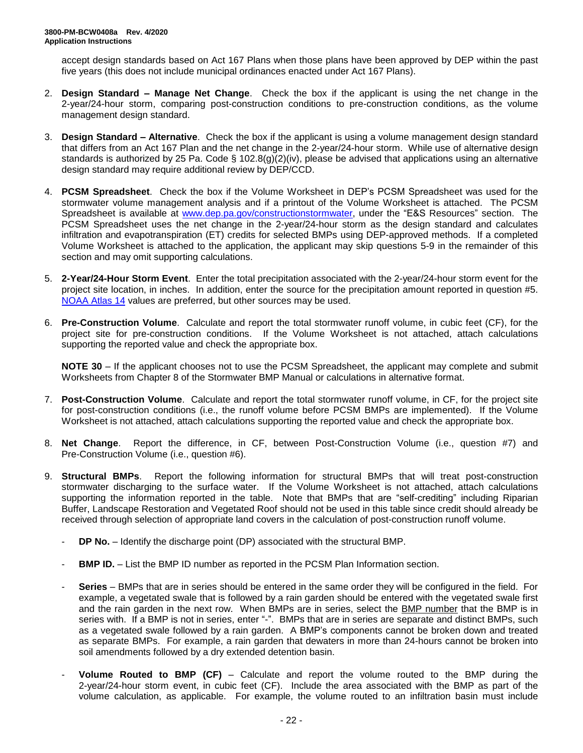accept design standards based on Act 167 Plans when those plans have been approved by DEP within the past five years (this does not include municipal ordinances enacted under Act 167 Plans).

2. **Design Standard – Manage Net Change**. Check the box if the applicant is using the net change in the 2-year/24-hour storm, comparing post-construction conditions to pre-construction conditions, as the volume management design standard.

3. **Design Standard – Alternative**. Check the box if the applicant is using a volume management design standard that differs from an Act 167 Plan and the net change in the 2-year/24-hour storm. While use of alternative design standards is authorized by 25 Pa. Code § 102.8(g)(2)(iv), please be advised that applications using an alternative design standard may require additional review by DEP/CCD.

4. **PCSM Spreadsheet**. Check the box if the Volume Worksheet in DEP's PCSM Spreadsheet was used for the stormwater volume management analysis and if a printout of the Volume Worksheet is attached. The PCSM Spreadsheet is available at [www.dep.pa.gov/constructionstormwater](www.dep.pa.gov/constructionstormwater), under the "E&S Resources" section. The PCSM Spreadsheet uses the net change in the 2-year/24-hour storm as the design standard and calculates infiltration and evapotranspiration (ET) credits for selected BMPs using DEP-approved methods. If a completed Volume Worksheet is attached to the application, the applicant may skip questions 5-9 in the remainder of this section and may omit supporting calculations.

5. **2-Year/24-Hour Storm Event**. Enter the total precipitation associated with the 2-year/24-hour storm event for the project site location, in inches. In addition, enter the source for the precipitation amount reported in question #5. NOAA Atlas 14 values are preferred, but other sources may be used.

6. **Pre-Construction Volume**. Calculate and report the total stormwater runoff volume, in cubic feet (CF), for the project site for pre-construction conditions. If the Volume Worksheet is not attached, attach calculations supporting the reported value and check the appropriate box.

   **NOTE 30** – If the applicant chooses not to use the PCSM Spreadsheet, the applicant may complete and submit Worksheets from Chapter 8 of the Stormwater BMP Manual or calculations in alternative format.

7. **Post-Construction Volume**. Calculate and report the total stormwater runoff volume, in CF, for the project site for post-construction conditions (i.e., the runoff volume before PCSM BMPs are implemented). If the Volume Worksheet is not attached, attach calculations supporting the reported value and check the appropriate box.

8. **Net Change**. Report the difference, in CF, between Post-Construction Volume (i.e., question #7) and Pre-Construction Volume (i.e., question #6).

9. **Structural BMPs**. Report the following information for structural BMPs that will treat post-construction stormwater discharging to the surface water. If the Volume Worksheet is not attached, attach calculations supporting the information reported in the table. Note that BMPs that are "self-crediting" including Riparian Buffer, Landscape Restoration and Vegetated Roof should not be used in this table since credit should already be received through selection of appropriate land covers in the calculation of post-construction runoff volume.

   - **DP No.** – Identify the discharge point (DP) associated with the structural BMP.

   - **BMP ID.** – List the BMP ID number as reported in the PCSM Plan Information section.

   - **Series** – BMPs that are in series should be entered in the same order they will be configured in the field. For example, a vegetated swale that is followed by a rain garden should be entered with the vegetated swale first and the rain garden in the next row. When BMPs are in series, select the BMP number that the BMP is in series with. If a BMP is not in series, enter "-". BMPs that are in series are separate and distinct BMPs, such as a vegetated swale followed by a rain garden. A BMP's components cannot be broken down and treated as separate BMPs. For example, a rain garden that dewaters in more than 24-hours cannot be broken into soil amendments followed by a dry extended detention basin.

   - **Volume Routed to BMP (CF)** – Calculate and report the volume routed to the BMP during the 2-year/24-hour storm event, in cubic feet (CF). Include the area associated with the BMP as part of the volume calculation, as applicable. For example, the volume routed to an infiltration basin must include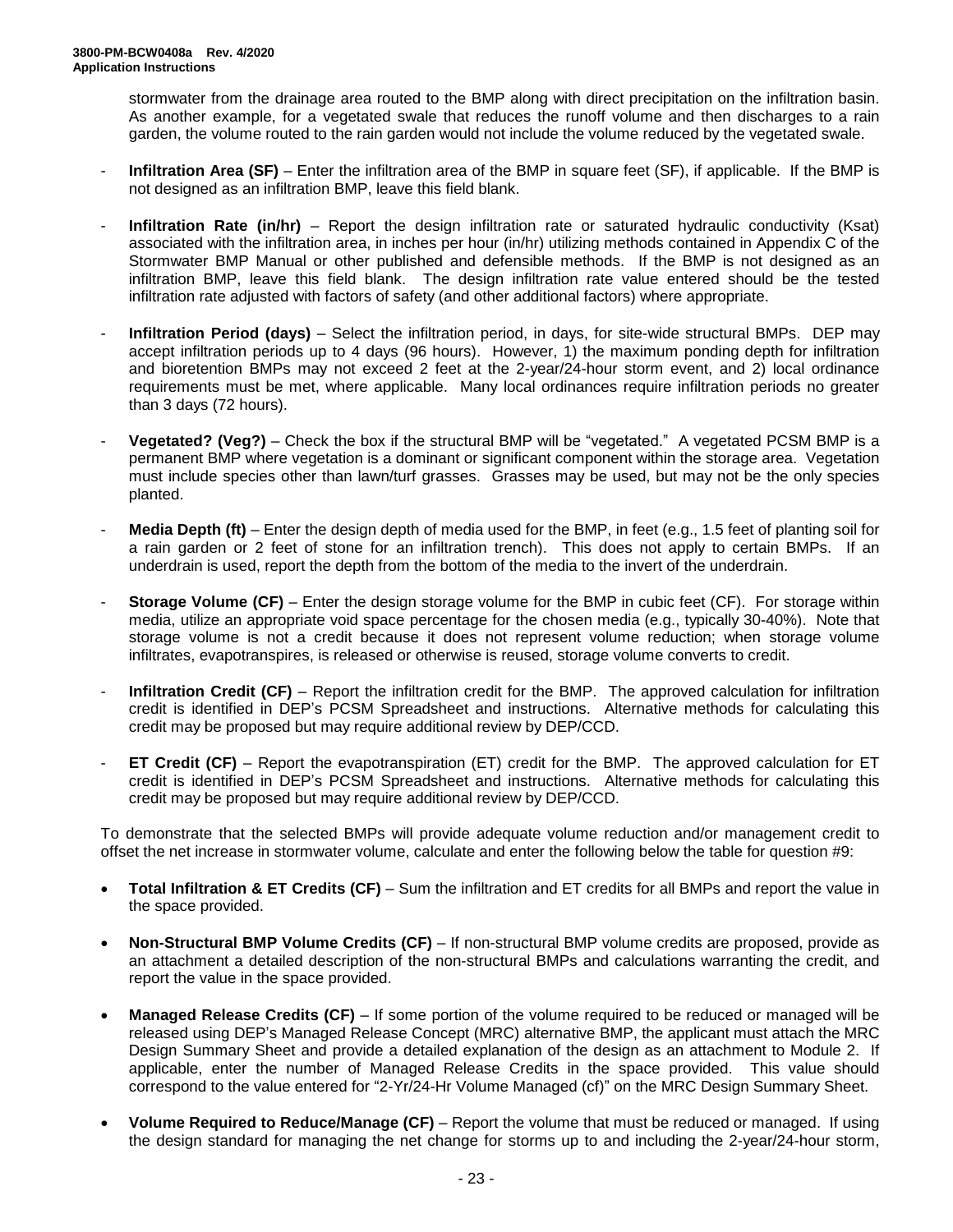stormwater from the drainage area routed to the BMP along with direct precipitation on the infiltration basin. As another example, for a vegetated swale that reduces the runoff volume and then discharges to a rain garden, the volume routed to the rain garden would not include the volume reduced by the vegetated swale.

- **Infiltration Area (SF)** – Enter the infiltration area of the BMP in square feet (SF), if applicable. If the BMP is not designed as an infiltration BMP, leave this field blank.

- **Infiltration Rate (in/hr)** – Report the design infiltration rate or saturated hydraulic conductivity (Ksat) associated with the infiltration area, in inches per hour (in/hr) utilizing methods contained in Appendix C of the Stormwater BMP Manual or other published and defensible methods. If the BMP is not designed as an infiltration BMP, leave this field blank. The design infiltration rate value entered should be the tested infiltration rate adjusted with factors of safety (and other additional factors) where appropriate.

- **Infiltration Period (days)** – Select the infiltration period, in days, for site-wide structural BMPs. DEP may accept infiltration periods up to 4 days (96 hours). However, 1) the maximum ponding depth for infiltration and bioretention BMPs may not exceed 2 feet at the 2-year/24-hour storm event, and 2) local ordinance requirements must be met, where applicable. Many local ordinances require infiltration periods no greater than 3 days (72 hours).

- **Vegetated? (Veg?)** – Check the box if the structural BMP will be "vegetated." A vegetated PCSM BMP is a permanent BMP where vegetation is a dominant or significant component within the storage area. Vegetation must include species other than lawn/turf grasses. Grasses may be used, but may not be the only species planted.

- **Media Depth (ft)** – Enter the design depth of media used for the BMP, in feet (e.g., 1.5 feet of planting soil for a rain garden or 2 feet of stone for an infiltration trench). This does not apply to certain BMPs. If an underdrain is used, report the depth from the bottom of the media to the invert of the underdrain.

- **Storage Volume (CF)** – Enter the design storage volume for the BMP in cubic feet (CF). For storage within media, utilize an appropriate void space percentage for the chosen media (e.g., typically 30-40%). Note that storage volume is not a credit because it does not represent volume reduction; when storage volume infiltrates, evapotranspires, is released or otherwise is reused, storage volume converts to credit.

- **Infiltration Credit (CF)** – Report the infiltration credit for the BMP. The approved calculation for infiltration credit is identified in DEP's PCSM Spreadsheet and instructions. Alternative methods for calculating this credit may be proposed but may require additional review by DEP/CCD.

- **ET Credit (CF)** – Report the evapotranspiration (ET) credit for the BMP. The approved calculation for ET credit is identified in DEP's PCSM Spreadsheet and instructions. Alternative methods for calculating this credit may be proposed but may require additional review by DEP/CCD.

To demonstrate that the selected BMPs will provide adequate volume reduction and/or management credit to offset the net increase in stormwater volume, calculate and enter the following below the table for question #9:

- **Total Infiltration & ET Credits (CF)** – Sum the infiltration and ET credits for all BMPs and report the value in the space provided.

- **Non-Structural BMP Volume Credits (CF)** – If non-structural BMP volume credits are proposed, provide as an attachment a detailed description of the non-structural BMPs and calculations warranting the credit, and report the value in the space provided.

- **Managed Release Credits (CF)** – If some portion of the volume required to be reduced or managed will be released using DEP's Managed Release Concept (MRC) alternative BMP, the applicant must attach the MRC Design Summary Sheet and provide a detailed explanation of the design as an attachment to Module 2. If applicable, enter the number of Managed Release Credits in the space provided. This value should correspond to the value entered for "2-Yr/24-Hr Volume Managed (cf)" on the MRC Design Summary Sheet.

- **Volume Required to Reduce/Manage (CF)** – Report the volume that must be reduced or managed. If using the design standard for managing the net change for storms up to and including the 2-year/24-hour storm,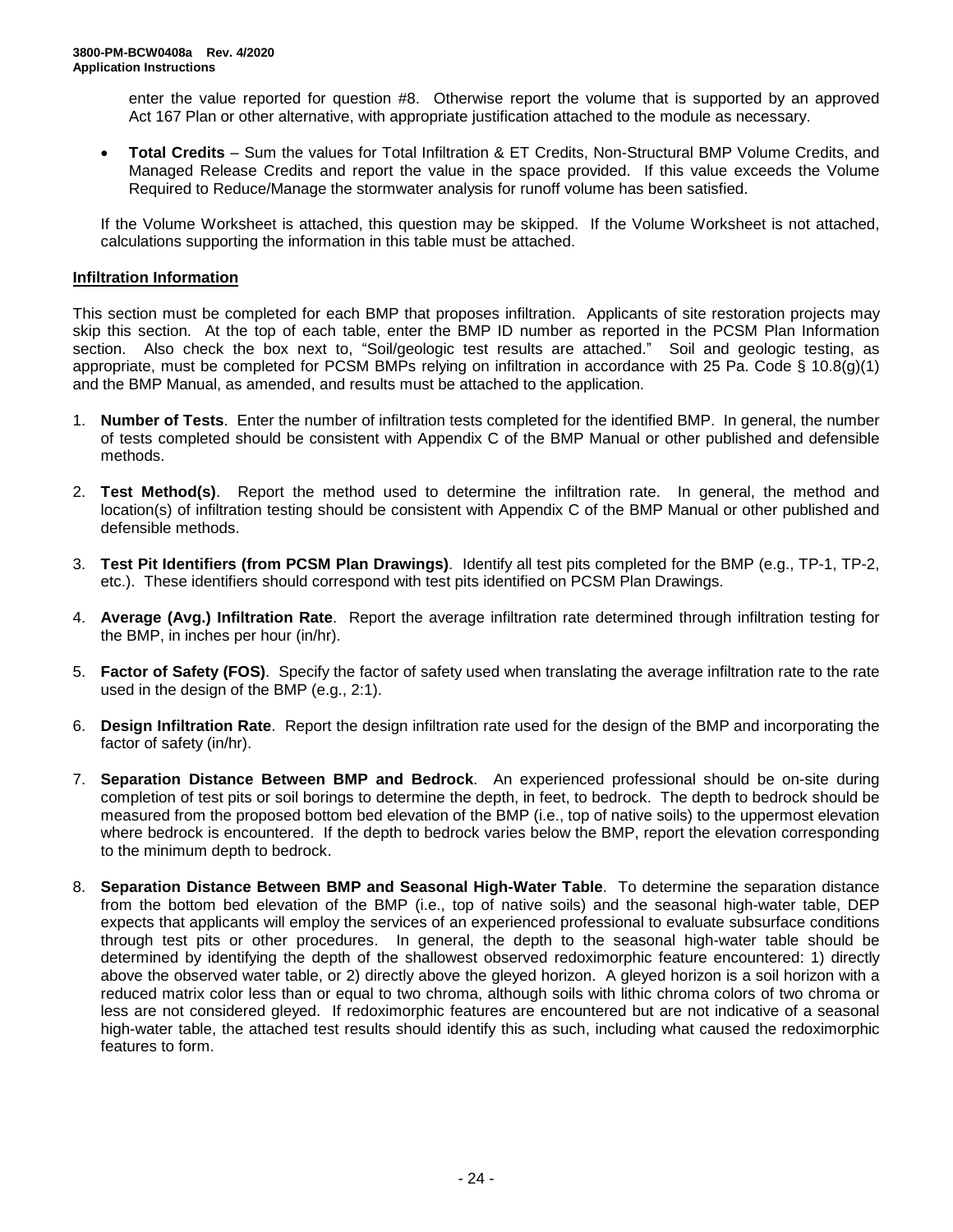enter the value reported for question #8. Otherwise report the volume that is supported by an approved Act 167 Plan or other alternative, with appropriate justification attached to the module as necessary.

- **Total Credits** – Sum the values for Total Infiltration & ET Credits, Non-Structural BMP Volume Credits, and Managed Release Credits and report the value in the space provided. If this value exceeds the Volume Required to Reduce/Manage the stormwater analysis for runoff volume has been satisfied.

If the Volume Worksheet is attached, this question may be skipped. If the Volume Worksheet is not attached, calculations supporting the information in this table must be attached.

## Infiltration Information

This section must be completed for each BMP that proposes infiltration. Applicants of site restoration projects may skip this section. At the top of each table, enter the BMP ID number as reported in the PCSM Plan Information section. Also check the box next to, "Soil/geologic test results are attached." Soil and geologic testing, as appropriate, must be completed for PCSM BMPs relying on infiltration in accordance with 25 Pa. Code § 10.8(g)(1) and the BMP Manual, as amended, and results must be attached to the application.

1. **Number of Tests**. Enter the number of infiltration tests completed for the identified BMP. In general, the number of tests completed should be consistent with Appendix C of the BMP Manual or other published and defensible methods.

2. **Test Method(s)**. Report the method used to determine the infiltration rate. In general, the method and location(s) of infiltration testing should be consistent with Appendix C of the BMP Manual or other published and defensible methods.

3. **Test Pit Identifiers (from PCSM Plan Drawings)**. Identify all test pits completed for the BMP (e.g., TP-1, TP-2, etc.). These identifiers should correspond with test pits identified on PCSM Plan Drawings.

4. **Average (Avg.) Infiltration Rate**. Report the average infiltration rate determined through infiltration testing for the BMP, in inches per hour (in/hr).

5. **Factor of Safety (FOS)**. Specify the factor of safety used when translating the average infiltration rate to the rate used in the design of the BMP (e.g., 2:1).

6. **Design Infiltration Rate**. Report the design infiltration rate used for the design of the BMP and incorporating the factor of safety (in/hr).

7. **Separation Distance Between BMP and Bedrock**. An experienced professional should be on-site during completion of test pits or soil borings to determine the depth, in feet, to bedrock. The depth to bedrock should be measured from the proposed bottom bed elevation of the BMP (i.e., top of native soils) to the uppermost elevation where bedrock is encountered. If the depth to bedrock varies below the BMP, report the elevation corresponding to the minimum depth to bedrock.

8. **Separation Distance Between BMP and Seasonal High-Water Table**. To determine the separation distance from the bottom bed elevation of the BMP (i.e., top of native soils) and the seasonal high-water table, DEP expects that applicants will employ the services of an experienced professional to evaluate subsurface conditions through test pits or other procedures. In general, the depth to the seasonal high-water table should be determined by identifying the depth of the shallowest observed redoximorphic feature encountered: 1) directly above the observed water table, or 2) directly above the gleyed horizon. A gleyed horizon is a soil horizon with a reduced matrix color less than or equal to two chroma, although soils with lithic chroma colors of two chroma or less are not considered gleyed. If redoximorphic features are encountered but are not indicative of a seasonal high-water table, the attached test results should identify this as such, including what caused the redoximorphic features to form.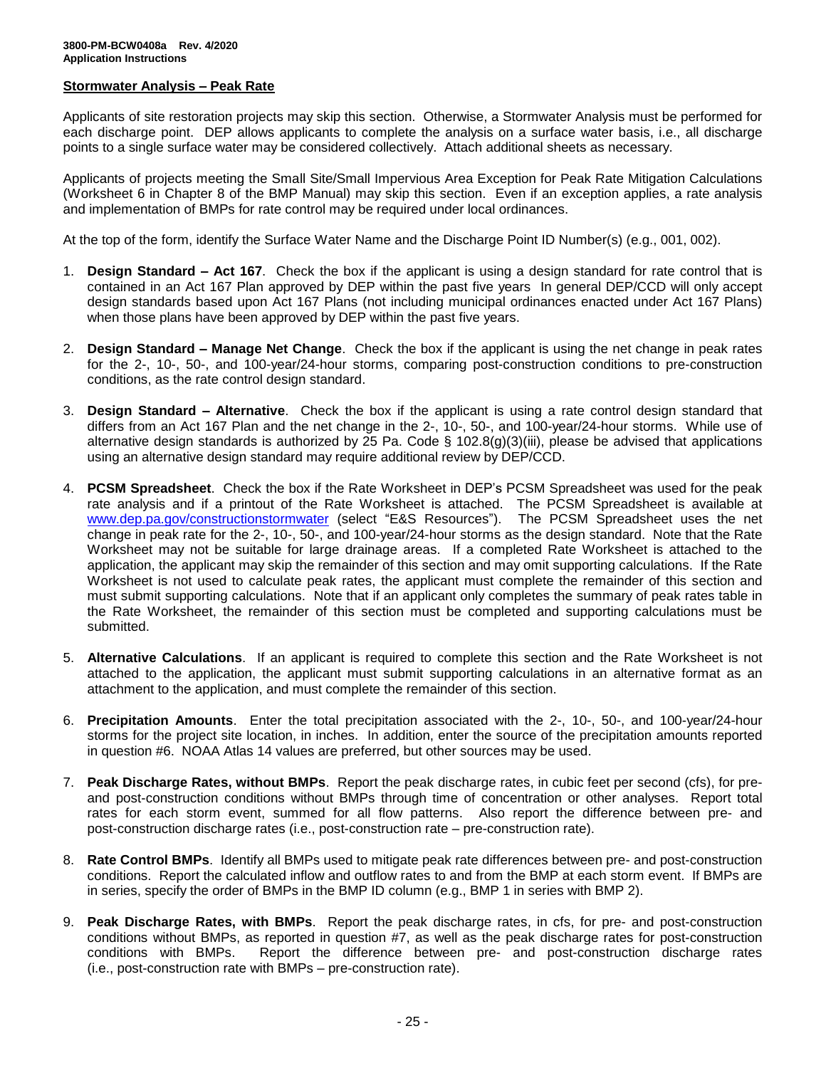**Stormwater Analysis – Peak Rate**

Applicants of site restoration projects may skip this section. Otherwise, a Stormwater Analysis must be performed for each discharge point. DEP allows applicants to complete the analysis on a surface water basis, i.e., all discharge points to a single surface water may be considered collectively. Attach additional sheets as necessary.

Applicants of projects meeting the Small Site/Small Impervious Area Exception for Peak Rate Mitigation Calculations (Worksheet 6 in Chapter 8 of the BMP Manual) may skip this section. Even if an exception applies, a rate analysis and implementation of BMPs for rate control may be required under local ordinances.

At the top of the form, identify the Surface Water Name and the Discharge Point ID Number(s) (e.g., 001, 002).

1. **Design Standard – Act 167**. Check the box if the applicant is using a design standard for rate control that is contained in an Act 167 Plan approved by DEP within the past five years In general DEP/CCD will only accept design standards based upon Act 167 Plans (not including municipal ordinances enacted under Act 167 Plans) when those plans have been approved by DEP within the past five years.

2. **Design Standard – Manage Net Change**. Check the box if the applicant is using the net change in peak rates for the 2-, 10-, 50-, and 100-year/24-hour storms, comparing post-construction conditions to pre-construction conditions, as the rate control design standard.

3. **Design Standard – Alternative**. Check the box if the applicant is using a rate control design standard that differs from an Act 167 Plan and the net change in the 2-, 10-, 50-, and 100-year/24-hour storms. While use of alternative design standards is authorized by 25 Pa. Code § 102.8(g)(3)(iii), please be advised that applications using an alternative design standard may require additional review by DEP/CCD.

4. **PCSM Spreadsheet**. Check the box if the Rate Worksheet in DEP's PCSM Spreadsheet was used for the peak rate analysis and if a printout of the Rate Worksheet is attached. The PCSM Spreadsheet is available at www.dep.pa.gov/constructionstormwater (select "E&S Resources"). The PCSM Spreadsheet uses the net change in peak rate for the 2-, 10-, 50-, and 100-year/24-hour storms as the design standard. Note that the Rate Worksheet may not be suitable for large drainage areas. If a completed Rate Worksheet is attached to the application, the applicant may skip the remainder of this section and may omit supporting calculations. If the Rate Worksheet is not used to calculate peak rates, the applicant must complete the remainder of this section and must submit supporting calculations. Note that if an applicant only completes the summary of peak rates table in the Rate Worksheet, the remainder of this section must be completed and supporting calculations must be submitted.

5. **Alternative Calculations**. If an applicant is required to complete this section and the Rate Worksheet is not attached to the application, the applicant must submit supporting calculations in an alternative format as an attachment to the application, and must complete the remainder of this section.

6. **Precipitation Amounts**. Enter the total precipitation associated with the 2-, 10-, 50-, and 100-year/24-hour storms for the project site location, in inches. In addition, enter the source of the precipitation amounts reported in question #6. NOAA Atlas 14 values are preferred, but other sources may be used.

7. **Peak Discharge Rates, without BMPs**. Report the peak discharge rates, in cubic feet per second (cfs), for pre- and post-construction conditions without BMPs through time of concentration or other analyses. Report total rates for each storm event, summed for all flow patterns. Also report the difference between pre- and post-construction discharge rates (i.e., post-construction rate – pre-construction rate).

8. **Rate Control BMPs**. Identify all BMPs used to mitigate peak rate differences between pre- and post-construction conditions. Report the calculated inflow and outflow rates to and from the BMP at each storm event. If BMPs are in series, specify the order of BMPs in the BMP ID column (e.g., BMP 1 in series with BMP 2).

9. **Peak Discharge Rates, with BMPs**. Report the peak discharge rates, in cfs, for pre- and post-construction conditions without BMPs, as reported in question #7, as well as the peak discharge rates for post-construction conditions with BMPs. Report the difference between pre- and post-construction discharge rates (i.e., post-construction rate with BMPs – pre-construction rate).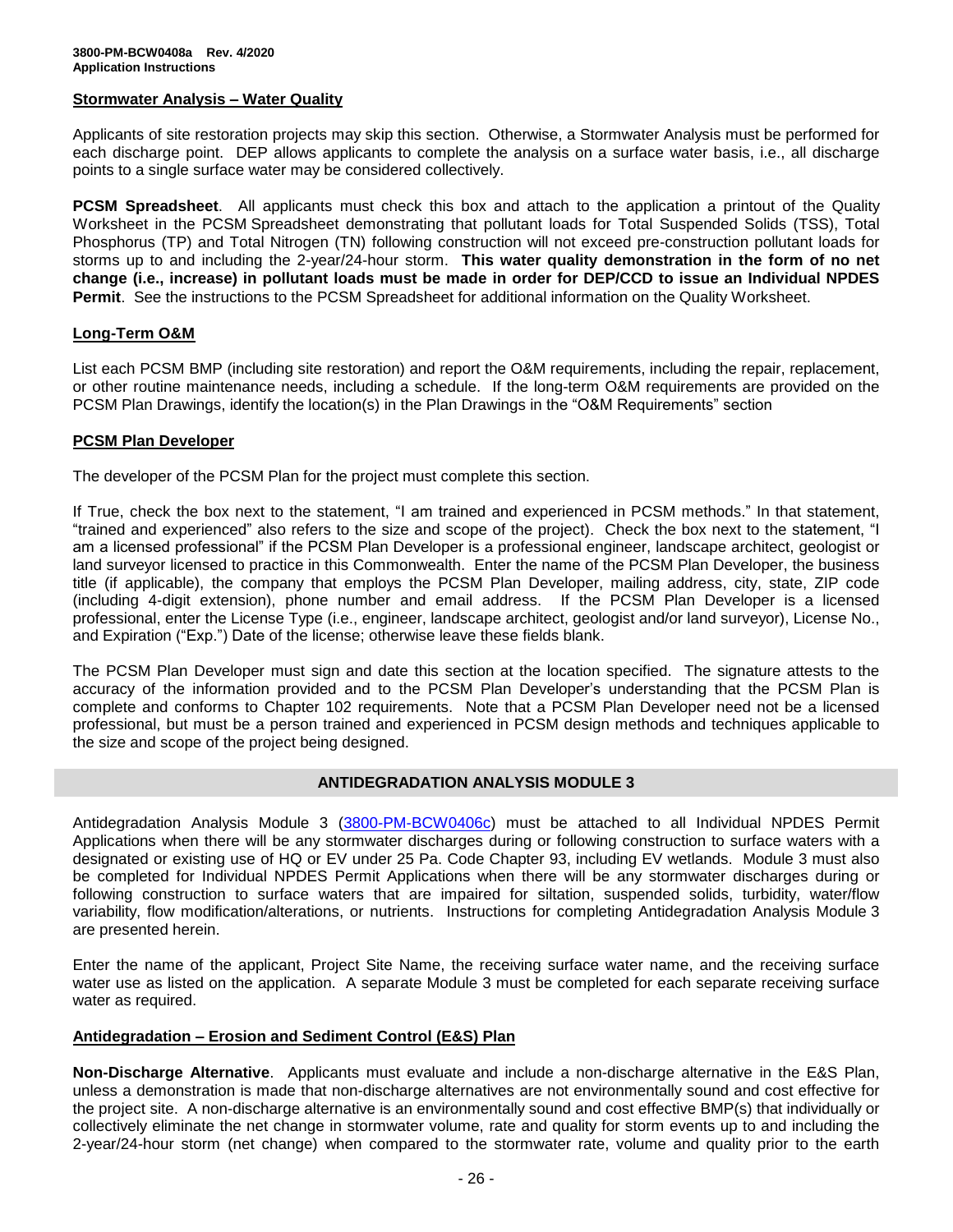**Stormwater Analysis – Water Quality**

Applicants of site restoration projects may skip this section. Otherwise, a Stormwater Analysis must be performed for each discharge point. DEP allows applicants to complete the analysis on a surface water basis, i.e., all discharge points to a single surface water may be considered collectively.

**PCSM Spreadsheet**. All applicants must check this box and attach to the application a printout of the Quality Worksheet in the PCSM Spreadsheet demonstrating that pollutant loads for Total Suspended Solids (TSS), Total Phosphorus (TP) and Total Nitrogen (TN) following construction will not exceed pre-construction pollutant loads for storms up to and including the 2-year/24-hour storm. **This water quality demonstration in the form of no net change (i.e., increase) in pollutant loads must be made in order for DEP/CCD to issue an Individual NPDES Permit**. See the instructions to the PCSM Spreadsheet for additional information on the Quality Worksheet.

**Long-Term O&M**

List each PCSM BMP (including site restoration) and report the O&M requirements, including the repair, replacement, or other routine maintenance needs, including a schedule. If the long-term O&M requirements are provided on the PCSM Plan Drawings, identify the location(s) in the Plan Drawings in the "O&M Requirements" section

**PCSM Plan Developer**

The developer of the PCSM Plan for the project must complete this section.

If True, check the box next to the statement, "I am trained and experienced in PCSM methods." In that statement, "trained and experienced" also refers to the size and scope of the project). Check the box next to the statement, "I am a licensed professional" if the PCSM Plan Developer is a professional engineer, landscape architect, geologist or land surveyor licensed to practice in this Commonwealth. Enter the name of the PCSM Plan Developer, the business title (if applicable), the company that employs the PCSM Plan Developer, mailing address, city, state, ZIP code (including 4-digit extension), phone number and email address. If the PCSM Plan Developer is a licensed professional, enter the License Type (i.e., engineer, landscape architect, geologist and/or land surveyor), License No., and Expiration ("Exp.") Date of the license; otherwise leave these fields blank.

The PCSM Plan Developer must sign and date this section at the location specified. The signature attests to the accuracy of the information provided and to the PCSM Plan Developer's understanding that the PCSM Plan is complete and conforms to Chapter 102 requirements. Note that a PCSM Plan Developer need not be a licensed professional, but must be a person trained and experienced in PCSM design methods and techniques applicable to the size and scope of the project being designed.

## ANTIDEGRADATION ANALYSIS MODULE 3

Antidegradation Analysis Module 3 (3800-PM-BCW0406c) must be attached to all Individual NPDES Permit Applications when there will be any stormwater discharges during or following construction to surface waters with a designated or existing use of HQ or EV under 25 Pa. Code Chapter 93, including EV wetlands. Module 3 must also be completed for Individual NPDES Permit Applications when there will be any stormwater discharges during or following construction to surface waters that are impaired for siltation, suspended solids, turbidity, water/flow variability, flow modification/alterations, or nutrients. Instructions for completing Antidegradation Analysis Module 3 are presented herein.

Enter the name of the applicant, Project Site Name, the receiving surface water name, and the receiving surface water use as listed on the application. A separate Module 3 must be completed for each separate receiving surface water as required.

**Antidegradation – Erosion and Sediment Control (E&S) Plan**

**Non-Discharge Alternative**. Applicants must evaluate and include a non-discharge alternative in the E&S Plan, unless a demonstration is made that non-discharge alternatives are not environmentally sound and cost effective for the project site. A non-discharge alternative is an environmentally sound and cost effective BMP(s) that individually or collectively eliminate the net change in stormwater volume, rate and quality for storm events up to and including the 2-year/24-hour storm (net change) when compared to the stormwater rate, volume and quality prior to the earth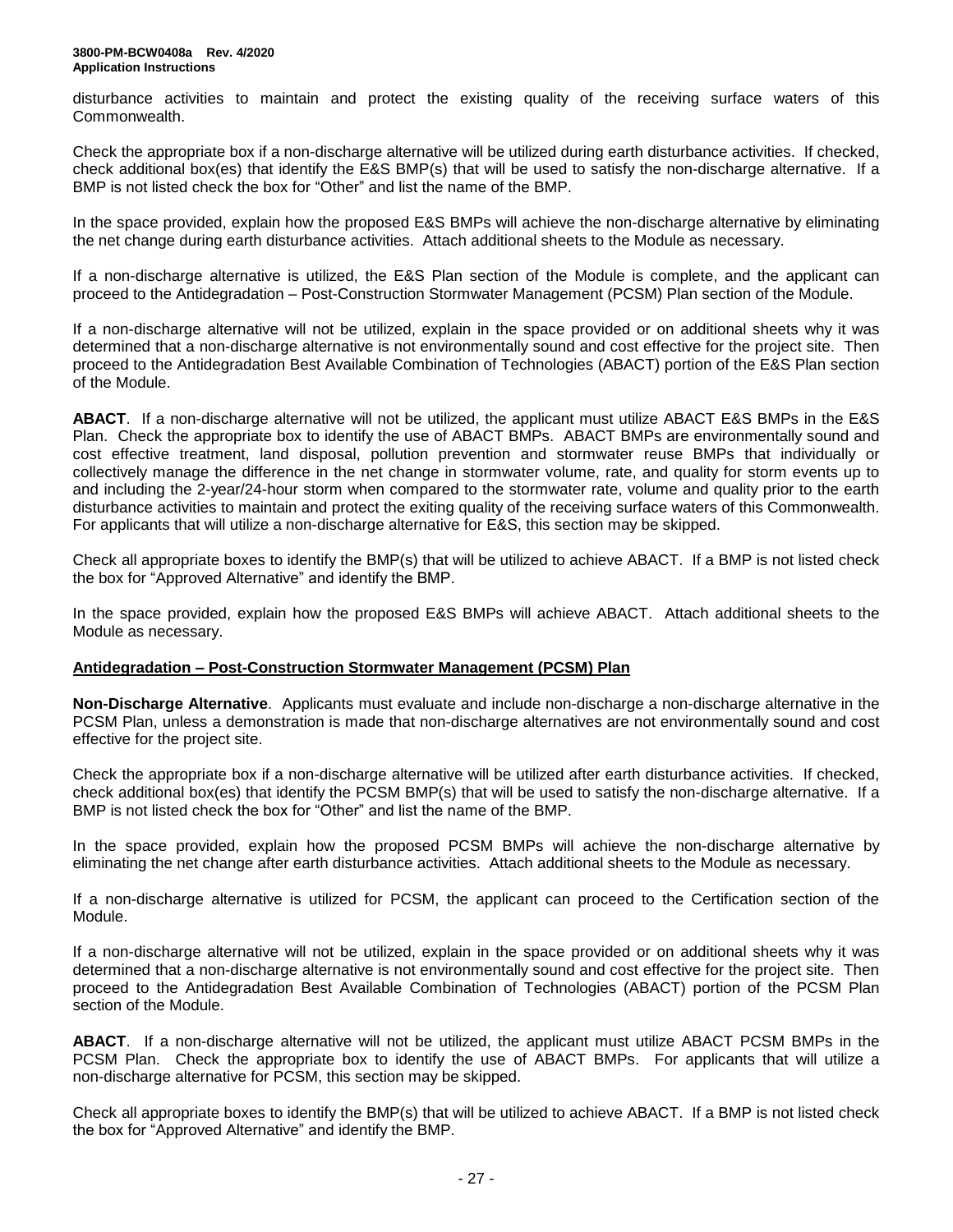disturbance activities to maintain and protect the existing quality of the receiving surface waters of this Commonwealth.

Check the appropriate box if a non-discharge alternative will be utilized during earth disturbance activities. If checked, check additional box(es) that identify the E&S BMP(s) that will be used to satisfy the non-discharge alternative. If a BMP is not listed check the box for "Other" and list the name of the BMP.

In the space provided, explain how the proposed E&S BMPs will achieve the non-discharge alternative by eliminating the net change during earth disturbance activities. Attach additional sheets to the Module as necessary.

If a non-discharge alternative is utilized, the E&S Plan section of the Module is complete, and the applicant can proceed to the Antidegradation – Post-Construction Stormwater Management (PCSM) Plan section of the Module.

If a non-discharge alternative will not be utilized, explain in the space provided or on additional sheets why it was determined that a non-discharge alternative is not environmentally sound and cost effective for the project site. Then proceed to the Antidegradation Best Available Combination of Technologies (ABACT) portion of the E&S Plan section of the Module.

**ABACT**. If a non-discharge alternative will not be utilized, the applicant must utilize ABACT E&S BMPs in the E&S Plan. Check the appropriate box to identify the use of ABACT BMPs. ABACT BMPs are environmentally sound and cost effective treatment, land disposal, pollution prevention and stormwater reuse BMPs that individually or collectively manage the difference in the net change in stormwater volume, rate, and quality for storm events up to and including the 2-year/24-hour storm when compared to the stormwater rate, volume and quality prior to the earth disturbance activities to maintain and protect the exiting quality of the receiving surface waters of this Commonwealth. For applicants that will utilize a non-discharge alternative for E&S, this section may be skipped.

Check all appropriate boxes to identify the BMP(s) that will be utilized to achieve ABACT. If a BMP is not listed check the box for "Approved Alternative" and identify the BMP.

In the space provided, explain how the proposed E&S BMPs will achieve ABACT. Attach additional sheets to the Module as necessary.

## Antidegradation – Post-Construction Stormwater Management (PCSM) Plan

**Non-Discharge Alternative**. Applicants must evaluate and include non-discharge a non-discharge alternative in the PCSM Plan, unless a demonstration is made that non-discharge alternatives are not environmentally sound and cost effective for the project site.

Check the appropriate box if a non-discharge alternative will be utilized after earth disturbance activities. If checked, check additional box(es) that identify the PCSM BMP(s) that will be used to satisfy the non-discharge alternative. If a BMP is not listed check the box for "Other" and list the name of the BMP.

In the space provided, explain how the proposed PCSM BMPs will achieve the non-discharge alternative by eliminating the net change after earth disturbance activities. Attach additional sheets to the Module as necessary.

If a non-discharge alternative is utilized for PCSM, the applicant can proceed to the Certification section of the Module.

If a non-discharge alternative will not be utilized, explain in the space provided or on additional sheets why it was determined that a non-discharge alternative is not environmentally sound and cost effective for the project site. Then proceed to the Antidegradation Best Available Combination of Technologies (ABACT) portion of the PCSM Plan section of the Module.

**ABACT**. If a non-discharge alternative will not be utilized, the applicant must utilize ABACT PCSM BMPs in the PCSM Plan. Check the appropriate box to identify the use of ABACT BMPs. For applicants that will utilize a non-discharge alternative for PCSM, this section may be skipped.

Check all appropriate boxes to identify the BMP(s) that will be utilized to achieve ABACT. If a BMP is not listed check the box for "Approved Alternative" and identify the BMP.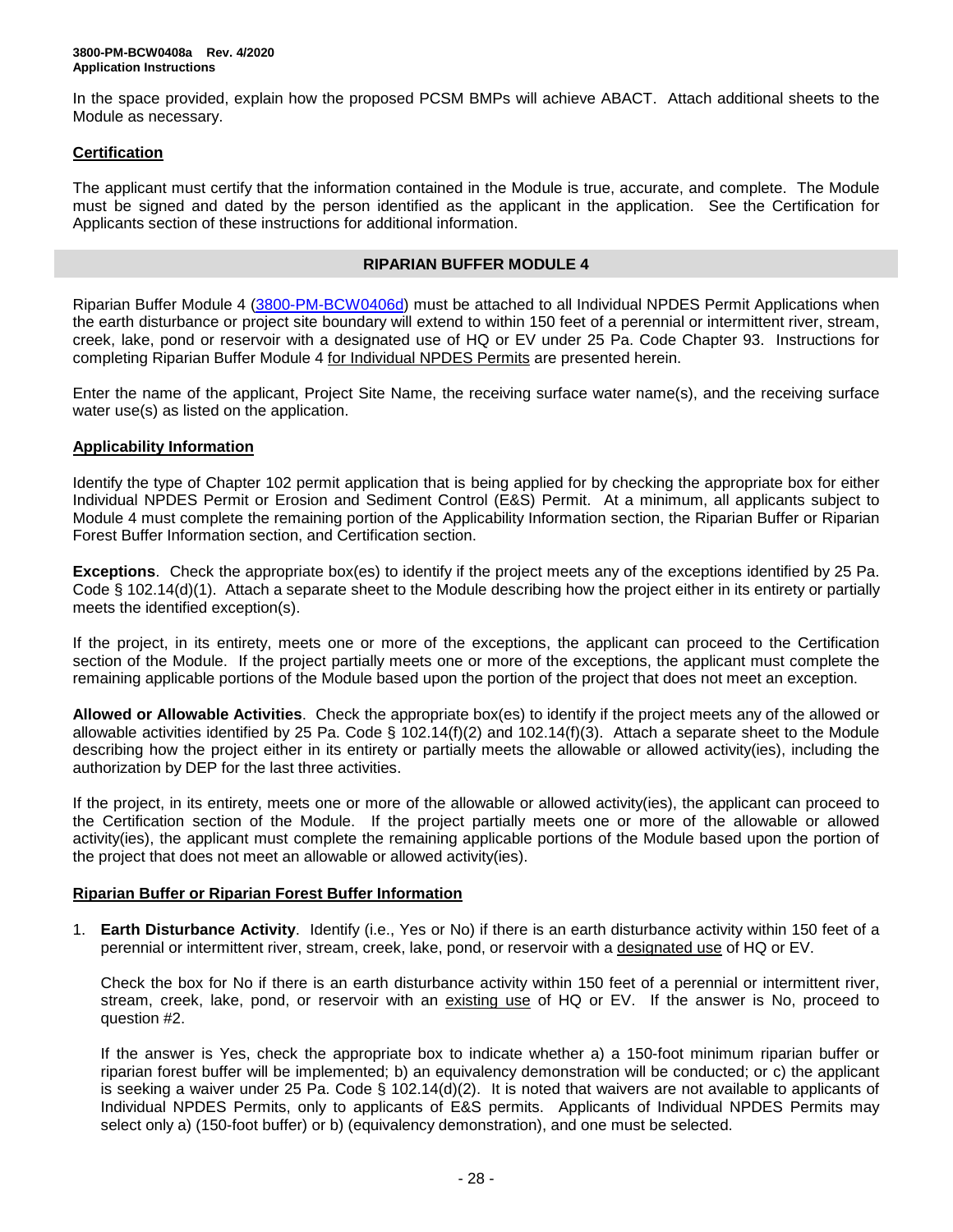In the space provided, explain how the proposed PCSM BMPs will achieve ABACT. Attach additional sheets to the Module as necessary.

**Certification**

The applicant must certify that the information contained in the Module is true, accurate, and complete. The Module must be signed and dated by the person identified as the applicant in the application. See the Certification for Applicants section of these instructions for additional information.

## RIPARIAN BUFFER MODULE 4

Riparian Buffer Module 4 (3800-PM-BCW0406d) must be attached to all Individual NPDES Permit Applications when the earth disturbance or project site boundary will extend to within 150 feet of a perennial or intermittent river, stream, creek, lake, pond or reservoir with a designated use of HQ or EV under 25 Pa. Code Chapter 93. Instructions for completing Riparian Buffer Module 4 for Individual NPDES Permits are presented herein.

Enter the name of the applicant, Project Site Name, the receiving surface water name(s), and the receiving surface water use(s) as listed on the application.

**Applicability Information**

Identify the type of Chapter 102 permit application that is being applied for by checking the appropriate box for either Individual NPDES Permit or Erosion and Sediment Control (E&S) Permit. At a minimum, all applicants subject to Module 4 must complete the remaining portion of the Applicability Information section, the Riparian Buffer or Riparian Forest Buffer Information section, and Certification section.

**Exceptions**. Check the appropriate box(es) to identify if the project meets any of the exceptions identified by 25 Pa. Code § 102.14(d)(1). Attach a separate sheet to the Module describing how the project either in its entirety or partially meets the identified exception(s).

If the project, in its entirety, meets one or more of the exceptions, the applicant can proceed to the Certification section of the Module. If the project partially meets one or more of the exceptions, the applicant must complete the remaining applicable portions of the Module based upon the portion of the project that does not meet an exception.

**Allowed or Allowable Activities**. Check the appropriate box(es) to identify if the project meets any of the allowed or allowable activities identified by 25 Pa. Code § 102.14(f)(2) and 102.14(f)(3). Attach a separate sheet to the Module describing how the project either in its entirety or partially meets the allowable or allowed activity(ies), including the authorization by DEP for the last three activities.

If the project, in its entirety, meets one or more of the allowable or allowed activity(ies), the applicant can proceed to the Certification section of the Module. If the project partially meets one or more of the allowable or allowed activity(ies), the applicant must complete the remaining applicable portions of the Module based upon the portion of the project that does not meet an allowable or allowed activity(ies).

**Riparian Buffer or Riparian Forest Buffer Information**

1. **Earth Disturbance Activity**. Identify (i.e., Yes or No) if there is an earth disturbance activity within 150 feet of a perennial or intermittent river, stream, creek, lake, pond, or reservoir with a designated use of HQ or EV.

   Check the box for No if there is an earth disturbance activity within 150 feet of a perennial or intermittent river, stream, creek, lake, pond, or reservoir with an existing use of HQ or EV. If the answer is No, proceed to question #2.

   If the answer is Yes, check the appropriate box to indicate whether a) a 150-foot minimum riparian buffer or riparian forest buffer will be implemented; b) an equivalency demonstration will be conducted; or c) the applicant is seeking a waiver under 25 Pa. Code § 102.14(d)(2). It is noted that waivers are not available to applicants of Individual NPDES Permits, only to applicants of E&S permits. Applicants of Individual NPDES Permits may select only a) (150-foot buffer) or b) (equivalency demonstration), and one must be selected.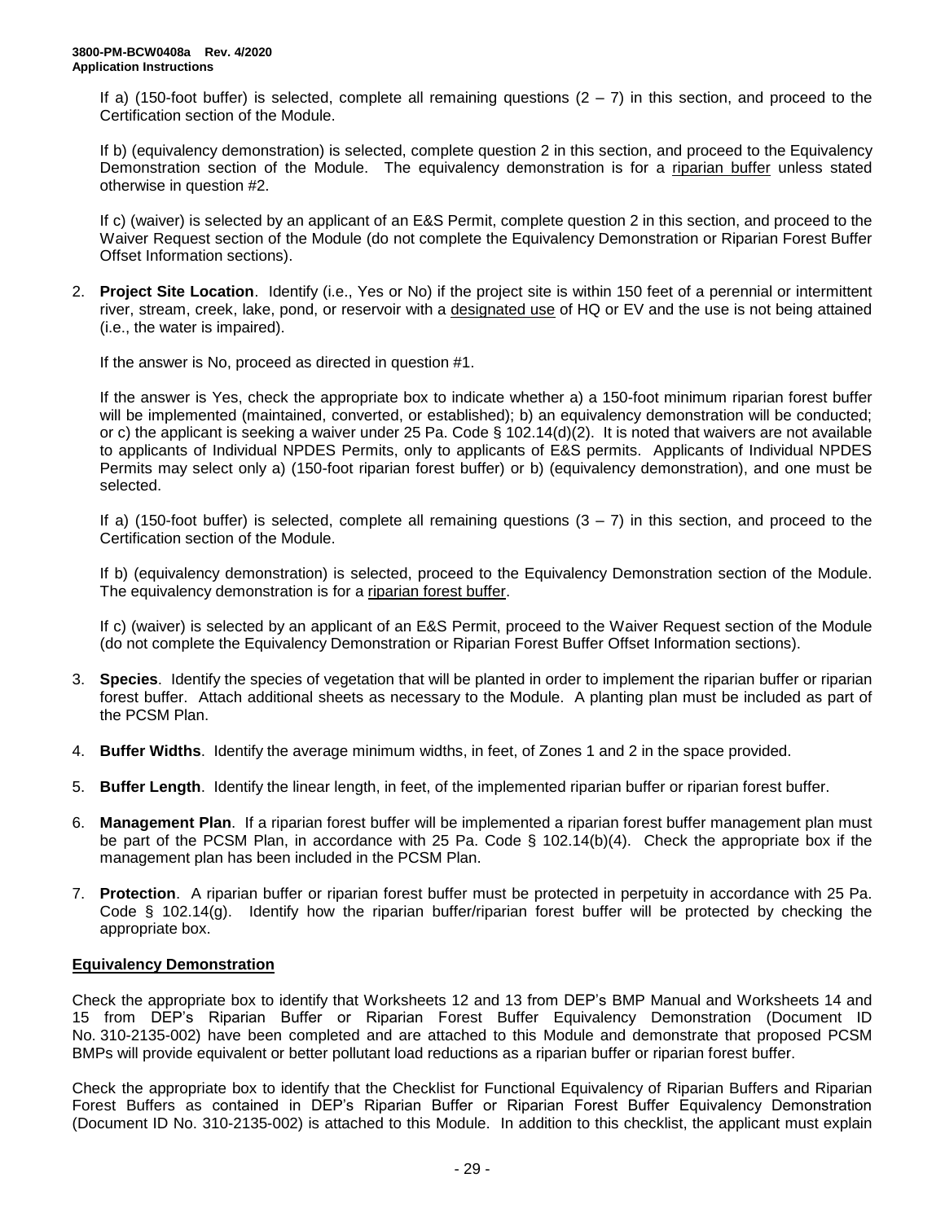If a) (150-foot buffer) is selected, complete all remaining questions (2 – 7) in this section, and proceed to the Certification section of the Module.

If b) (equivalency demonstration) is selected, complete question 2 in this section, and proceed to the Equivalency Demonstration section of the Module. The equivalency demonstration is for a <u>riparian buffer</u> unless stated otherwise in question #2.

If c) (waiver) is selected by an applicant of an E&S Permit, complete question 2 in this section, and proceed to the Waiver Request section of the Module (do not complete the Equivalency Demonstration or Riparian Forest Buffer Offset Information sections).

2. **Project Site Location**. Identify (i.e., Yes or No) if the project site is within 150 feet of a perennial or intermittent river, stream, creek, lake, pond, or reservoir with a <u>designated use</u> of HQ or EV and the use is not being attained (i.e., the water is impaired).

   If the answer is No, proceed as directed in question #1.

   If the answer is Yes, check the appropriate box to indicate whether a) a 150-foot minimum riparian forest buffer will be implemented (maintained, converted, or established); b) an equivalency demonstration will be conducted; or c) the applicant is seeking a waiver under 25 Pa. Code § 102.14(d)(2). It is noted that waivers are not available to applicants of Individual NPDES Permits, only to applicants of E&S permits. Applicants of Individual NPDES Permits may select only a) (150-foot riparian forest buffer) or b) (equivalency demonstration), and one must be selected.

   If a) (150-foot buffer) is selected, complete all remaining questions (3 – 7) in this section, and proceed to the Certification section of the Module.

   If b) (equivalency demonstration) is selected, proceed to the Equivalency Demonstration section of the Module. The equivalency demonstration is for a <u>riparian forest buffer</u>.

   If c) (waiver) is selected by an applicant of an E&S Permit, proceed to the Waiver Request section of the Module (do not complete the Equivalency Demonstration or Riparian Forest Buffer Offset Information sections).

3. **Species**. Identify the species of vegetation that will be planted in order to implement the riparian buffer or riparian forest buffer. Attach additional sheets as necessary to the Module. A planting plan must be included as part of the PCSM Plan.

4. **Buffer Widths**. Identify the average minimum widths, in feet, of Zones 1 and 2 in the space provided.

5. **Buffer Length**. Identify the linear length, in feet, of the implemented riparian buffer or riparian forest buffer.

6. **Management Plan**. If a riparian forest buffer will be implemented a riparian forest buffer management plan must be part of the PCSM Plan, in accordance with 25 Pa. Code § 102.14(b)(4). Check the appropriate box if the management plan has been included in the PCSM Plan.

7. **Protection**. A riparian buffer or riparian forest buffer must be protected in perpetuity in accordance with 25 Pa. Code § 102.14(g). Identify how the riparian buffer/riparian forest buffer will be protected by checking the appropriate box.

## <u>Equivalency Demonstration</u>

Check the appropriate box to identify that Worksheets 12 and 13 from DEP's BMP Manual and Worksheets 14 and 15 from DEP's Riparian Buffer or Riparian Forest Buffer Equivalency Demonstration (Document ID No. 310-2135-002) have been completed and are attached to this Module and demonstrate that proposed PCSM BMPs will provide equivalent or better pollutant load reductions as a riparian buffer or riparian forest buffer.

Check the appropriate box to identify that the Checklist for Functional Equivalency of Riparian Buffers and Riparian Forest Buffers as contained in DEP's Riparian Buffer or Riparian Forest Buffer Equivalency Demonstration (Document ID No. 310-2135-002) is attached to this Module. In addition to this checklist, the applicant must explain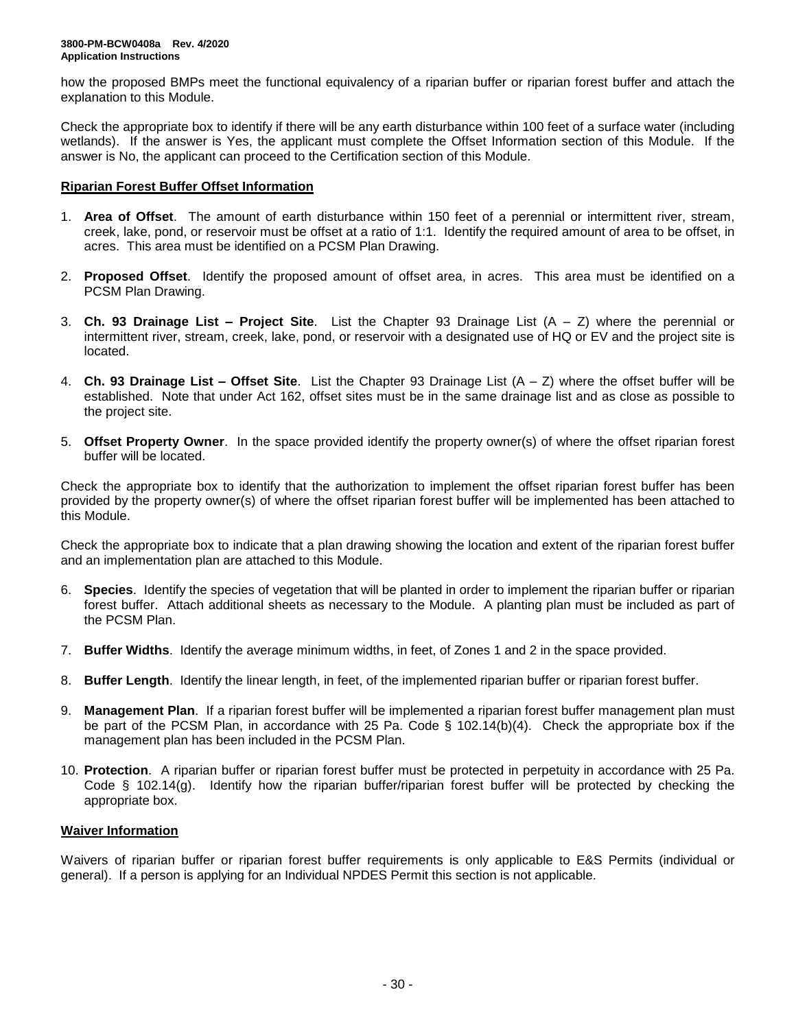how the proposed BMPs meet the functional equivalency of a riparian buffer or riparian forest buffer and attach the explanation to this Module.

Check the appropriate box to identify if there will be any earth disturbance within 100 feet of a surface water (including wetlands). If the answer is Yes, the applicant must complete the Offset Information section of this Module. If the answer is No, the applicant can proceed to the Certification section of this Module.

## Riparian Forest Buffer Offset Information

1. **Area of Offset**. The amount of earth disturbance within 150 feet of a perennial or intermittent river, stream, creek, lake, pond, or reservoir must be offset at a ratio of 1:1. Identify the required amount of area to be offset, in acres. This area must be identified on a PCSM Plan Drawing.

2. **Proposed Offset**. Identify the proposed amount of offset area, in acres. This area must be identified on a PCSM Plan Drawing.

3. **Ch. 93 Drainage List – Project Site**. List the Chapter 93 Drainage List (A – Z) where the perennial or intermittent river, stream, creek, lake, pond, or reservoir with a designated use of HQ or EV and the project site is located.

4. **Ch. 93 Drainage List – Offset Site**. List the Chapter 93 Drainage List (A – Z) where the offset buffer will be established. Note that under Act 162, offset sites must be in the same drainage list and as close as possible to the project site.

5. **Offset Property Owner**. In the space provided identify the property owner(s) of where the offset riparian forest buffer will be located.

Check the appropriate box to identify that the authorization to implement the offset riparian forest buffer has been provided by the property owner(s) of where the offset riparian forest buffer will be implemented has been attached to this Module.

Check the appropriate box to indicate that a plan drawing showing the location and extent of the riparian forest buffer and an implementation plan are attached to this Module.

6. **Species**. Identify the species of vegetation that will be planted in order to implement the riparian buffer or riparian forest buffer. Attach additional sheets as necessary to the Module. A planting plan must be included as part of the PCSM Plan.

7. **Buffer Widths**. Identify the average minimum widths, in feet, of Zones 1 and 2 in the space provided.

8. **Buffer Length**. Identify the linear length, in feet, of the implemented riparian buffer or riparian forest buffer.

9. **Management Plan**. If a riparian forest buffer will be implemented a riparian forest buffer management plan must be part of the PCSM Plan, in accordance with 25 Pa. Code § 102.14(b)(4). Check the appropriate box if the management plan has been included in the PCSM Plan.

10. **Protection**. A riparian buffer or riparian forest buffer must be protected in perpetuity in accordance with 25 Pa. Code § 102.14(g). Identify how the riparian buffer/riparian forest buffer will be protected by checking the appropriate box.

## Waiver Information

Waivers of riparian buffer or riparian forest buffer requirements is only applicable to E&S Permits (individual or general). If a person is applying for an Individual NPDES Permit this section is not applicable.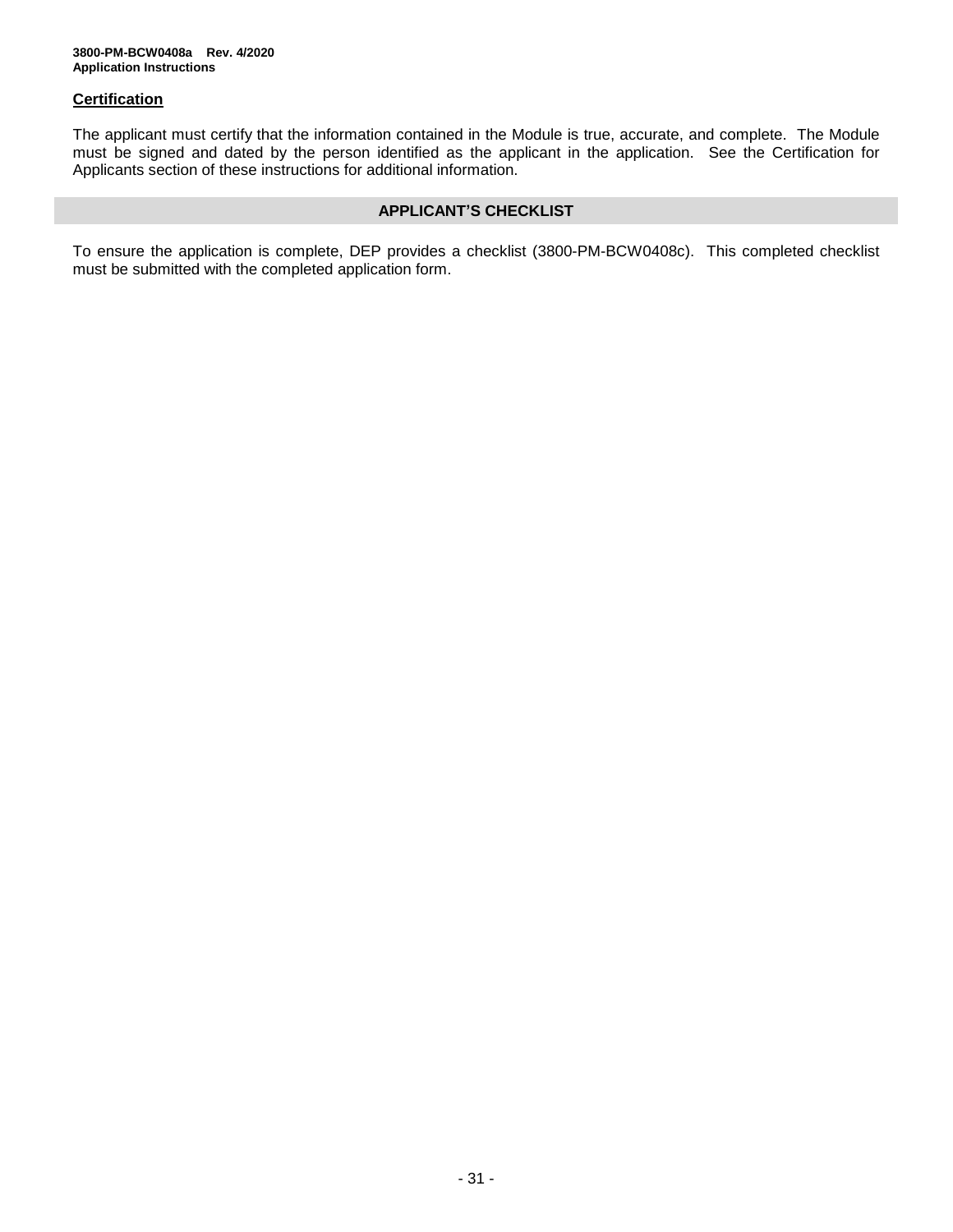### Certification

The applicant must certify that the information contained in the Module is true, accurate, and complete. The Module must be signed and dated by the person identified as the applicant in the application. See the Certification for Applicants section of these instructions for additional information.

## APPLICANT'S CHECKLIST

To ensure the application is complete, DEP provides a checklist (3800-PM-BCW0408c). This completed checklist must be submitted with the completed application form.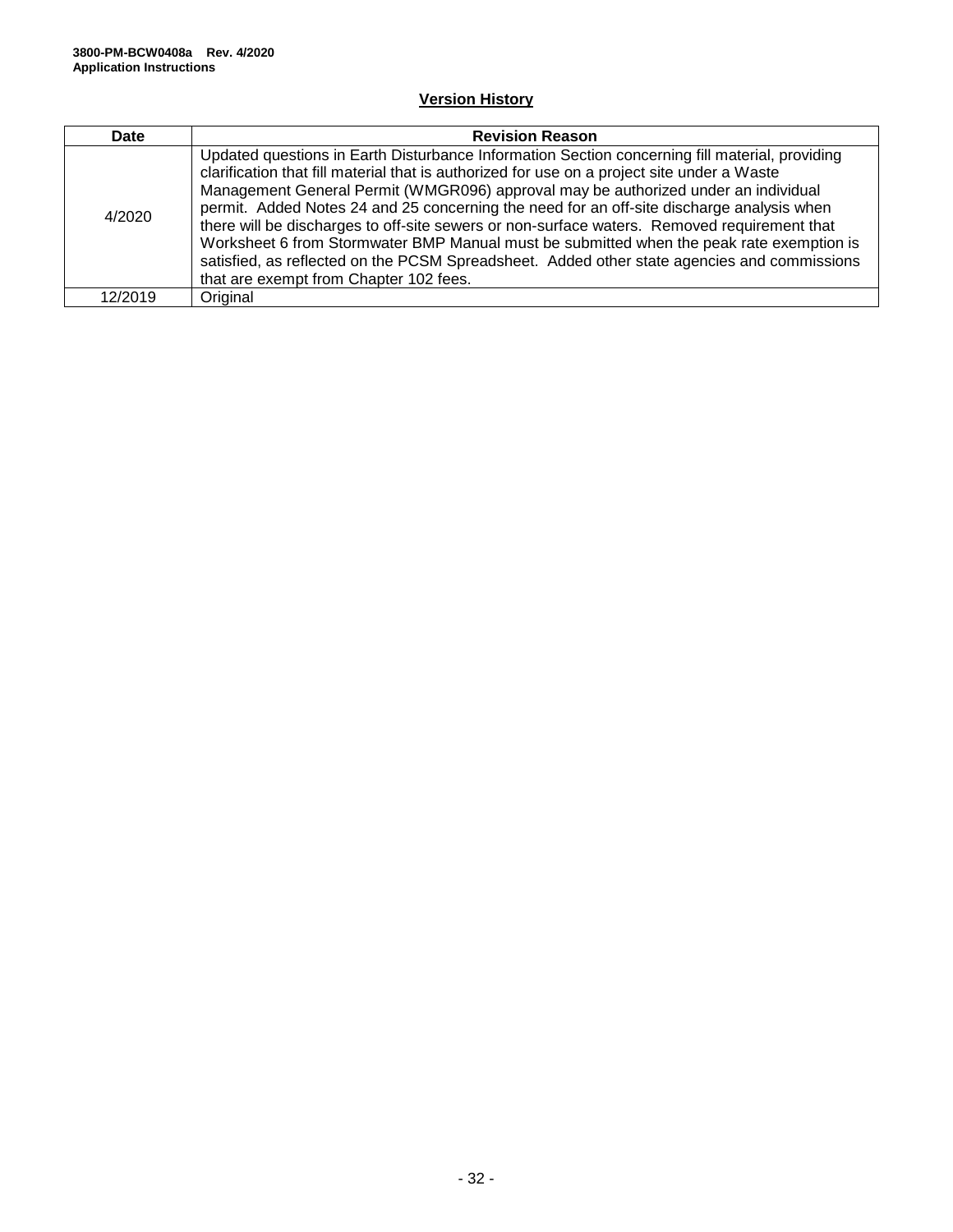## Version History

| Date | Revision Reason |
|---|---|
| 4/2020 | Updated questions in Earth Disturbance Information Section concerning fill material, providing clarification that fill material that is authorized for use on a project site under a Waste Management General Permit (WMGR096) approval may be authorized under an individual permit. Added Notes 24 and 25 concerning the need for an off-site discharge analysis when there will be discharges to off-site sewers or non-surface waters. Removed requirement that Worksheet 6 from Stormwater BMP Manual must be submitted when the peak rate exemption is satisfied, as reflected on the PCSM Spreadsheet. Added other state agencies and commissions that are exempt from Chapter 102 fees. |
| 12/2019 | Original |